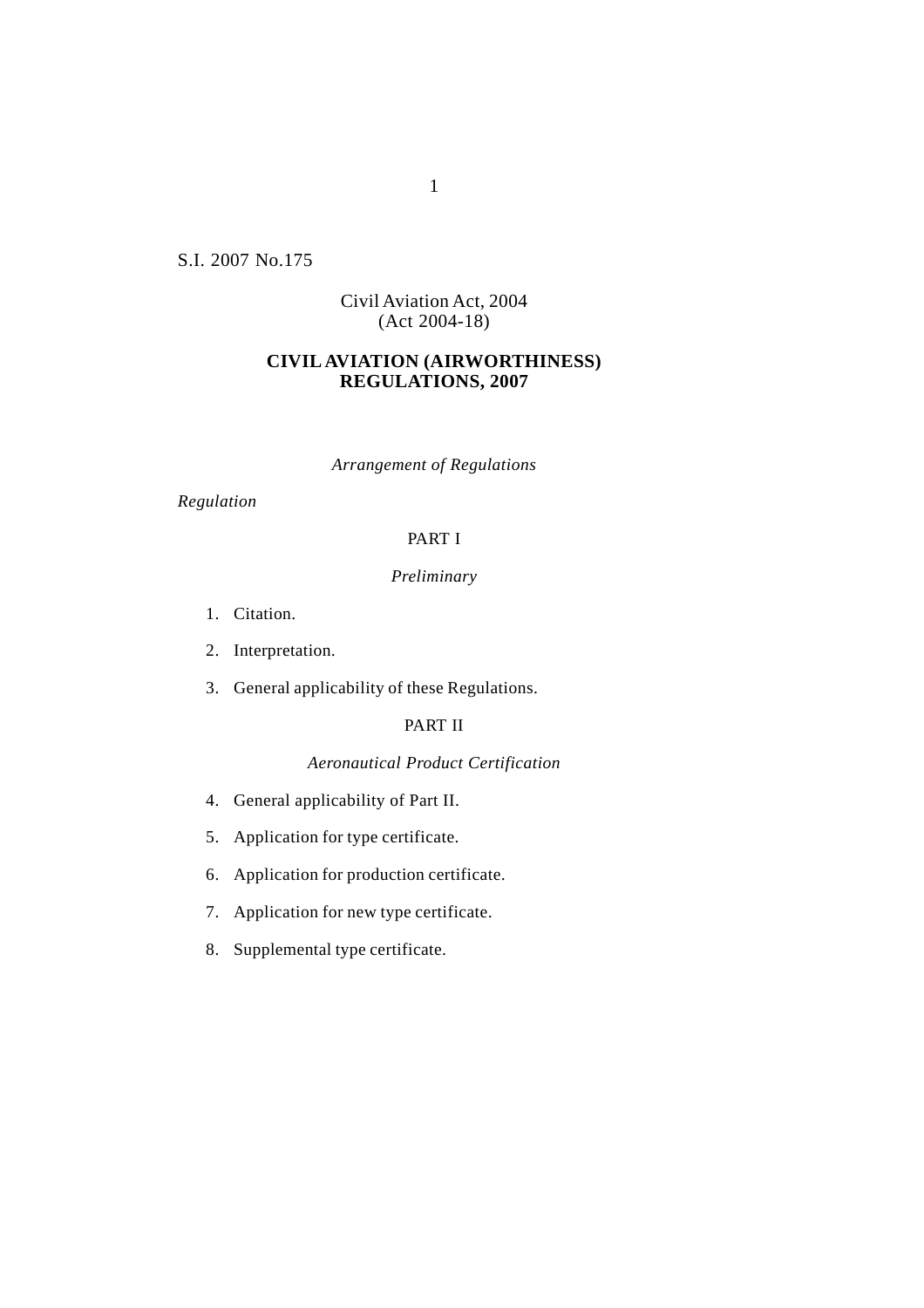S.I. 2007 No.175

Civil Aviation Act, 2004
(Act 2004-18)

# CIVIL AVIATION (AIRWORTHINESS) REGULATIONS, 2007

*Arrangement of Regulations*

*Regulation*

## PART I

*Preliminary*

1. Citation.
2. Interpretation.
3. General applicability of these Regulations.

## PART II

*Aeronautical Product Certification*

4. General applicability of Part II.
5. Application for type certificate.
6. Application for production certificate.
7. Application for new type certificate.
8. Supplemental type certificate.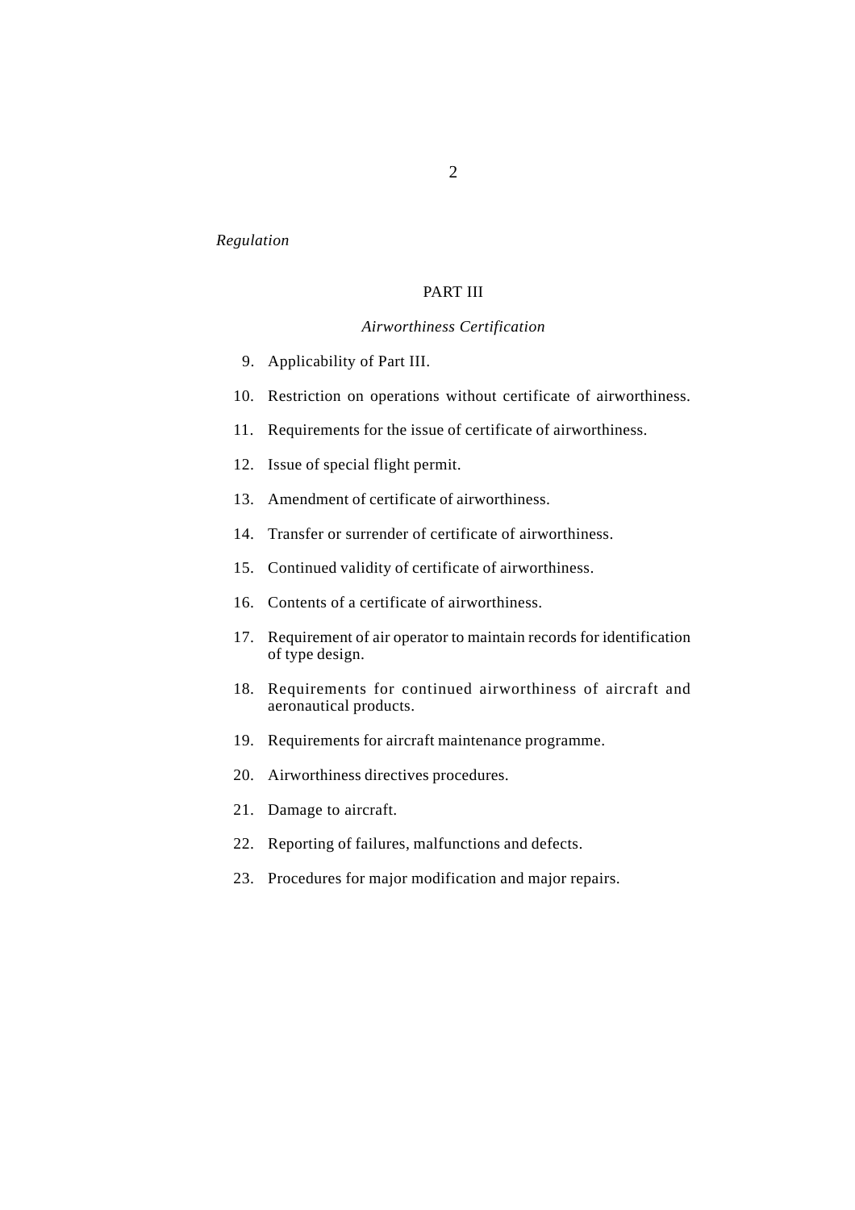*Regulation*

PART III

*Airworthiness Certification*

9. Applicability of Part III.
10. Restriction on operations without certificate of airworthiness.
11. Requirements for the issue of certificate of airworthiness.
12. Issue of special flight permit.
13. Amendment of certificate of airworthiness.
14. Transfer or surrender of certificate of airworthiness.
15. Continued validity of certificate of airworthiness.
16. Contents of a certificate of airworthiness.
17. Requirement of air operator to maintain records for identification of type design.
18. Requirements for continued airworthiness of aircraft and aeronautical products.
19. Requirements for aircraft maintenance programme.
20. Airworthiness directives procedures.
21. Damage to aircraft.
22. Reporting of failures, malfunctions and defects.
23. Procedures for major modification and major repairs.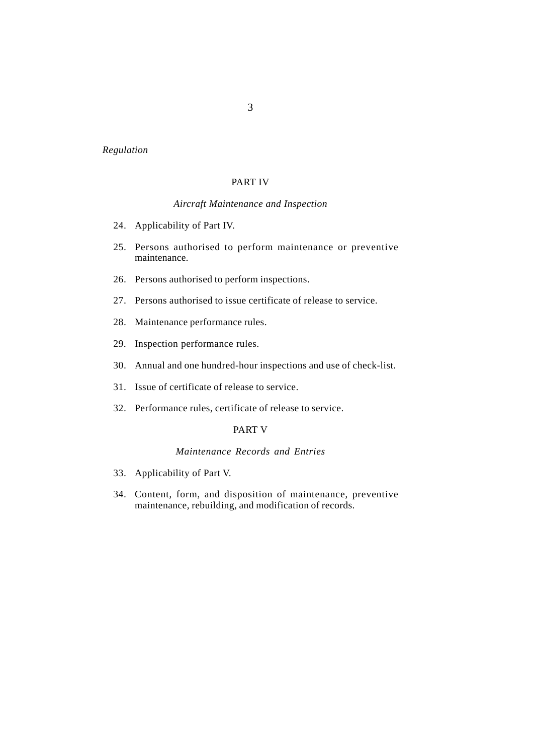*Regulation*

## PART IV

### *Aircraft Maintenance and Inspection*

24. Applicability of Part IV.
25. Persons authorised to perform maintenance or preventive maintenance.
26. Persons authorised to perform inspections.
27. Persons authorised to issue certificate of release to service.
28. Maintenance performance rules.
29. Inspection performance rules.
30. Annual and one hundred-hour inspections and use of check-list.
31. Issue of certificate of release to service.
32. Performance rules, certificate of release to service.

## PART V

### *Maintenance Records and Entries*

33. Applicability of Part V.
34. Content, form, and disposition of maintenance, preventive maintenance, rebuilding, and modification of records.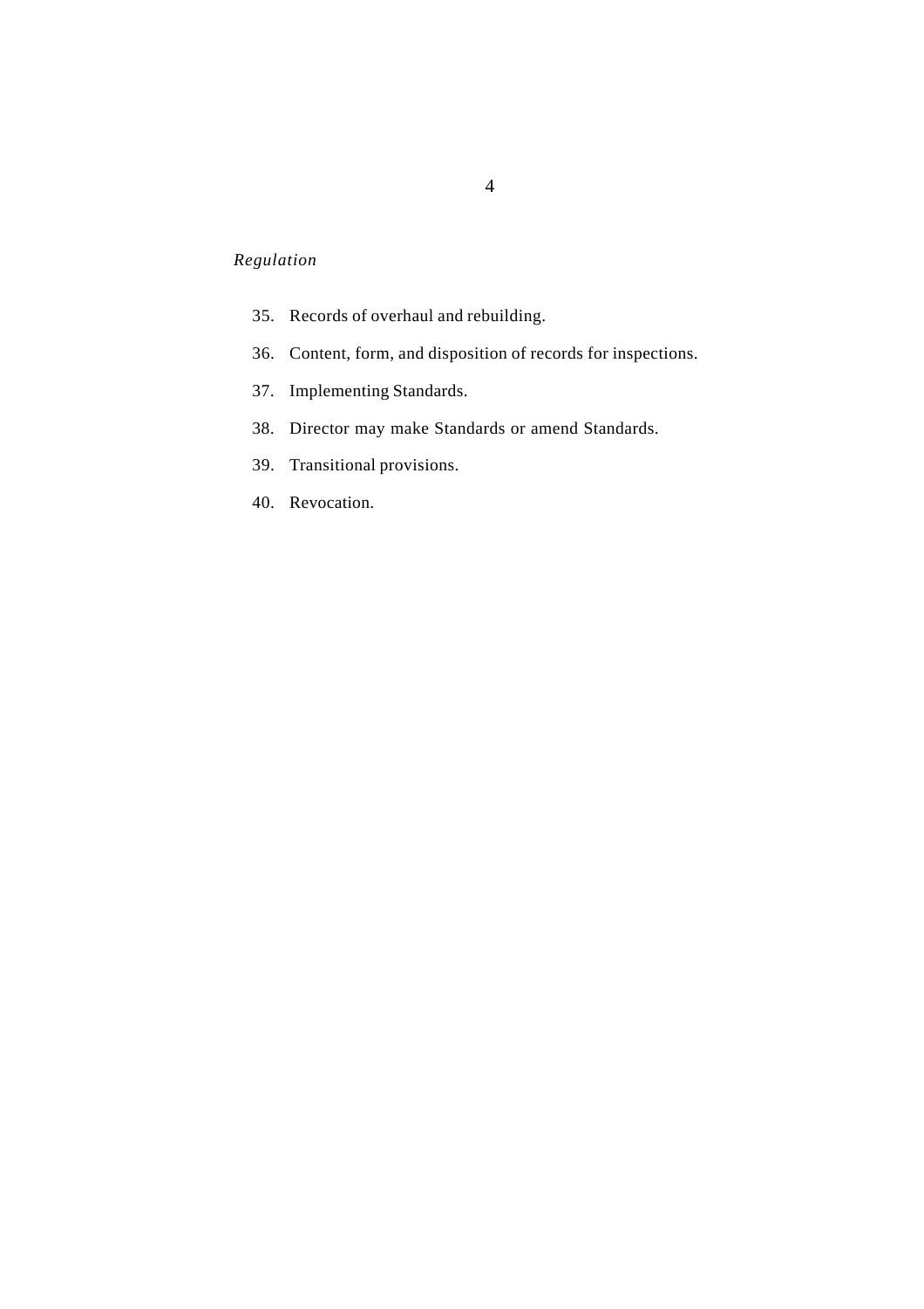*Regulation*

35. Records of overhaul and rebuilding.

36. Content, form, and disposition of records for inspections.

37. Implementing Standards.

38. Director may make Standards or amend Standards.

39. Transitional provisions.

40. Revocation.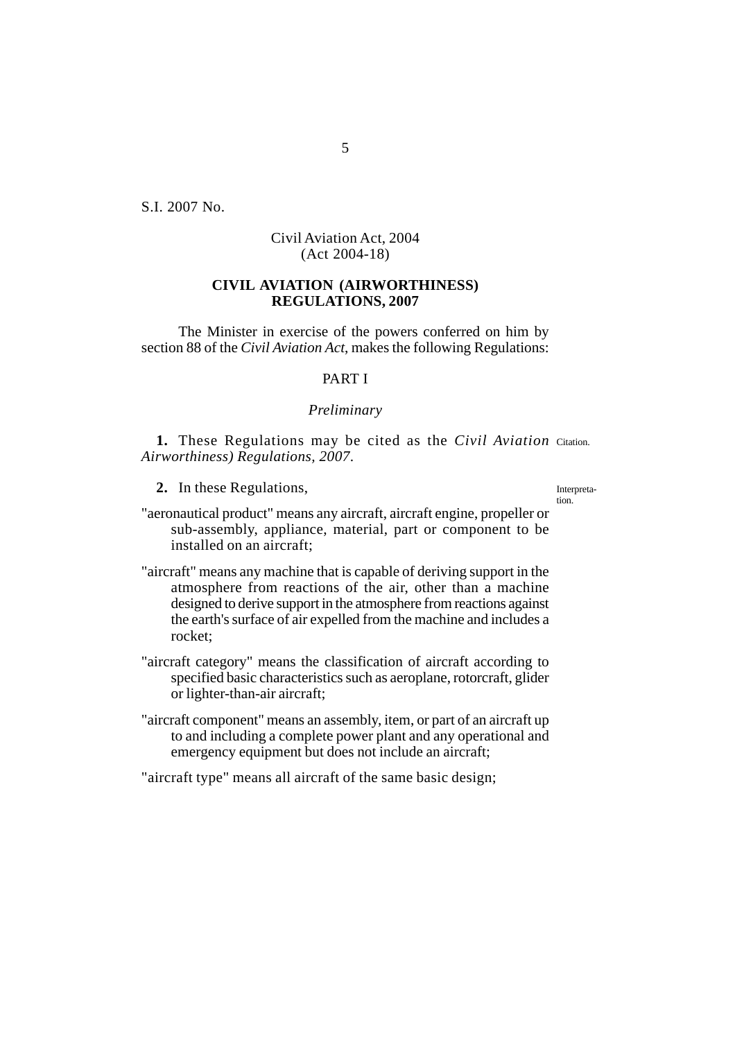S.I. 2007 No.

Civil Aviation Act, 2004
(Act 2004-18)

# CIVIL AVIATION (AIRWORTHINESS) REGULATIONS, 2007

The Minister in exercise of the powers conferred on him by section 88 of the *Civil Aviation Act*, makes the following Regulations:

## PART I

### *Preliminary*

Citation.

**1.** These Regulations may be cited as the *Civil Aviation Airworthiness) Regulations, 2007*.

Interpretation.

**2.** In these Regulations,

"aeronautical product" means any aircraft, aircraft engine, propeller or sub-assembly, appliance, material, part or component to be installed on an aircraft;

"aircraft" means any machine that is capable of deriving support in the atmosphere from reactions of the air, other than a machine designed to derive support in the atmosphere from reactions against the earth's surface of air expelled from the machine and includes a rocket;

"aircraft category" means the classification of aircraft according to specified basic characteristics such as aeroplane, rotorcraft, glider or lighter-than-air aircraft;

"aircraft component" means an assembly, item, or part of an aircraft up to and including a complete power plant and any operational and emergency equipment but does not include an aircraft;

"aircraft type" means all aircraft of the same basic design;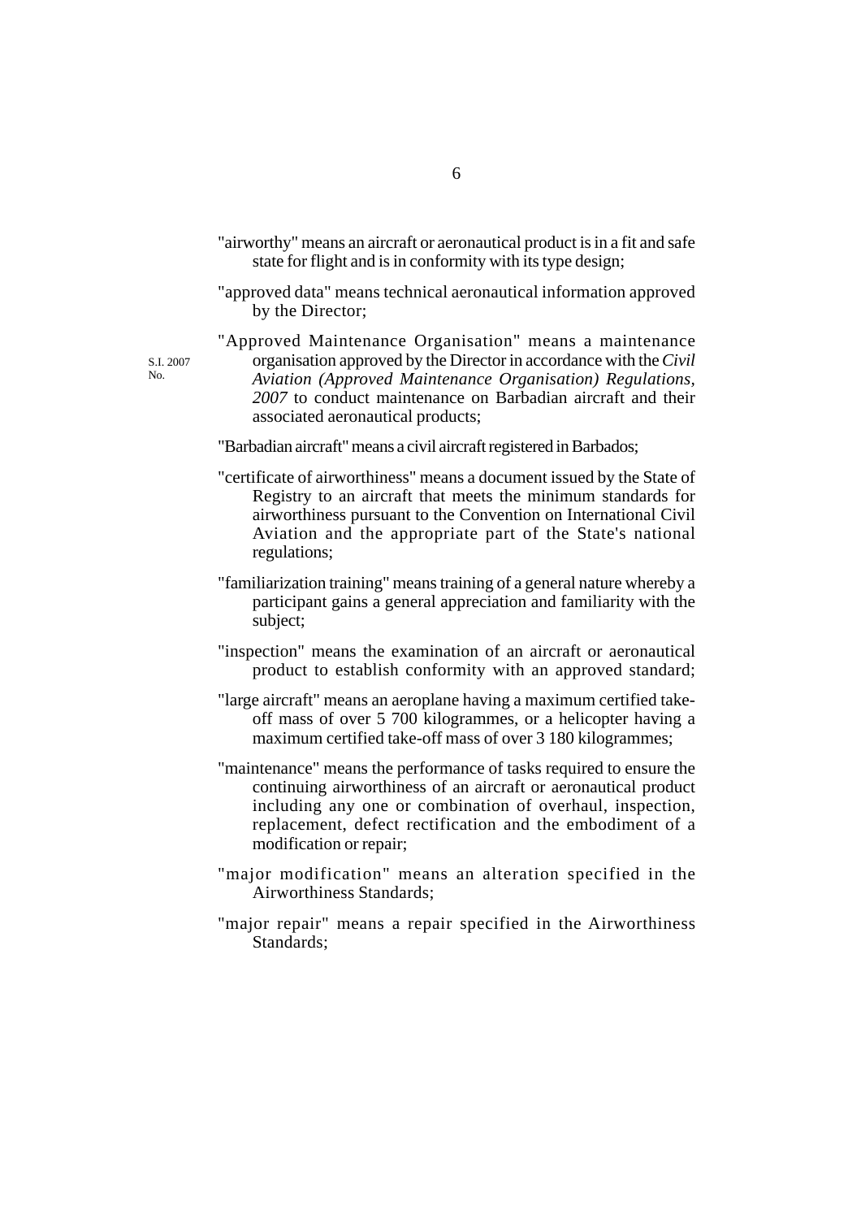"airworthy" means an aircraft or aeronautical product is in a fit and safe state for flight and is in conformity with its type design;

"approved data" means technical aeronautical information approved by the Director;

"Approved Maintenance Organisation" means a maintenance organisation approved by the Director in accordance with the *Civil Aviation (Approved Maintenance Organisation) Regulations, 2007* to conduct maintenance on Barbadian aircraft and their associated aeronautical products;

S.I. 2007 No.

"Barbadian aircraft" means a civil aircraft registered in Barbados;

"certificate of airworthiness" means a document issued by the State of Registry to an aircraft that meets the minimum standards for airworthiness pursuant to the Convention on International Civil Aviation and the appropriate part of the State's national regulations;

"familiarization training" means training of a general nature whereby a participant gains a general appreciation and familiarity with the subject;

"inspection" means the examination of an aircraft or aeronautical product to establish conformity with an approved standard;

"large aircraft" means an aeroplane having a maximum certified take-off mass of over 5 700 kilogrammes, or a helicopter having a maximum certified take-off mass of over 3 180 kilogrammes;

"maintenance" means the performance of tasks required to ensure the continuing airworthiness of an aircraft or aeronautical product including any one or combination of overhaul, inspection, replacement, defect rectification and the embodiment of a modification or repair;

"major modification" means an alteration specified in the Airworthiness Standards;

"major repair" means a repair specified in the Airworthiness Standards;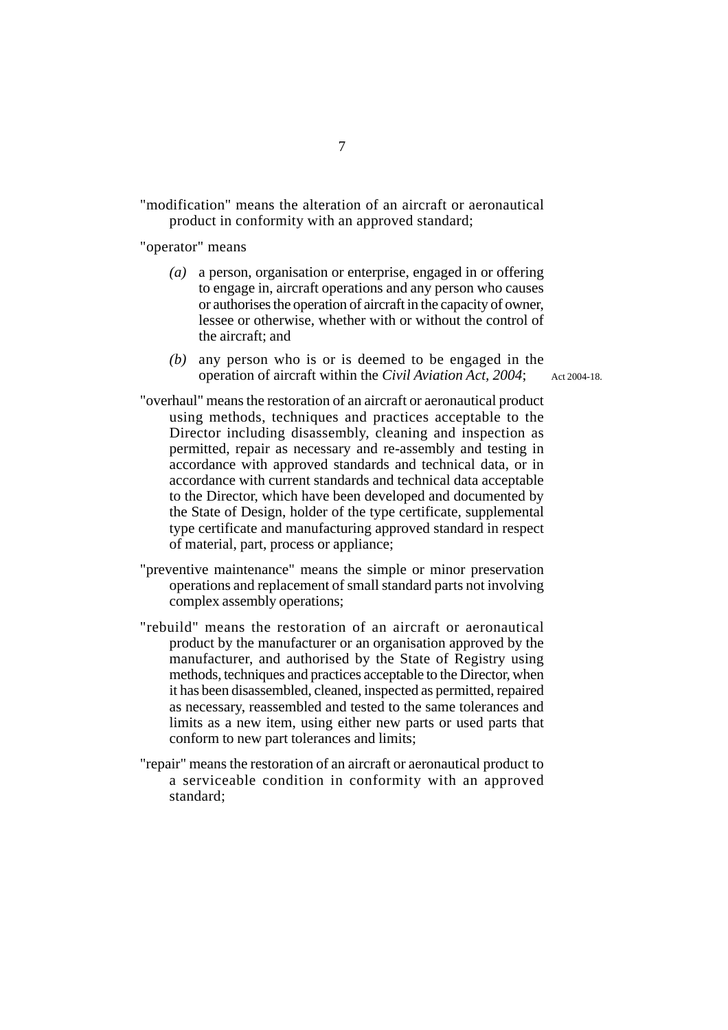"modification" means the alteration of an aircraft or aeronautical product in conformity with an approved standard;

"operator" means

*(a)* a person, organisation or enterprise, engaged in or offering to engage in, aircraft operations and any person who causes or authorises the operation of aircraft in the capacity of owner, lessee or otherwise, whether with or without the control of the aircraft; and

*(b)* any person who is or is deemed to be engaged in the operation of aircraft within the *Civil Aviation Act, 2004*; Act 2004-18.

"overhaul" means the restoration of an aircraft or aeronautical product using methods, techniques and practices acceptable to the Director including disassembly, cleaning and inspection as permitted, repair as necessary and re-assembly and testing in accordance with approved standards and technical data, or in accordance with current standards and technical data acceptable to the Director, which have been developed and documented by the State of Design, holder of the type certificate, supplemental type certificate and manufacturing approved standard in respect of material, part, process or appliance;

"preventive maintenance" means the simple or minor preservation operations and replacement of small standard parts not involving complex assembly operations;

"rebuild" means the restoration of an aircraft or aeronautical product by the manufacturer or an organisation approved by the manufacturer, and authorised by the State of Registry using methods, techniques and practices acceptable to the Director, when it has been disassembled, cleaned, inspected as permitted, repaired as necessary, reassembled and tested to the same tolerances and limits as a new item, using either new parts or used parts that conform to new part tolerances and limits;

"repair" means the restoration of an aircraft or aeronautical product to a serviceable condition in conformity with an approved standard;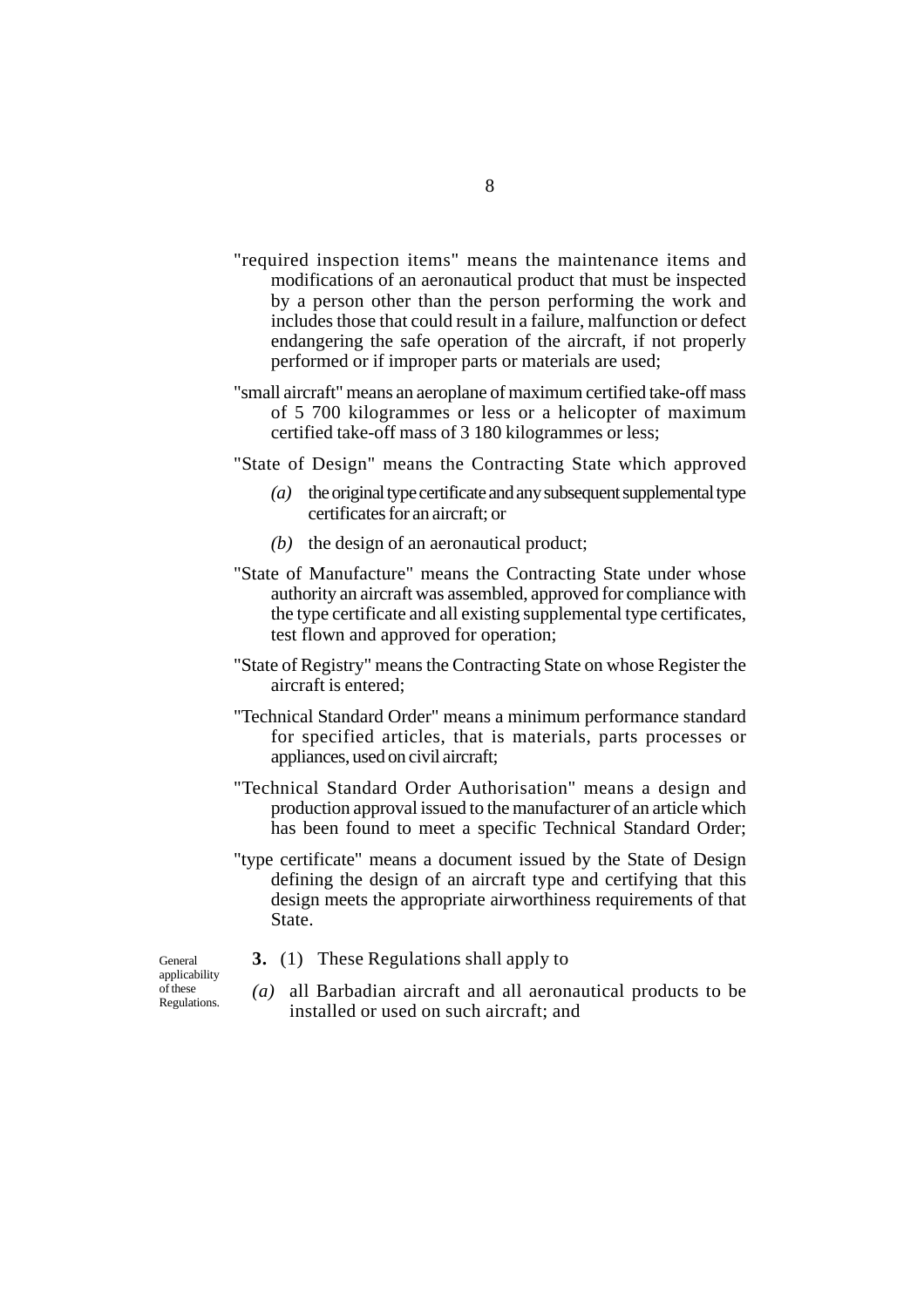"required inspection items" means the maintenance items and modifications of an aeronautical product that must be inspected by a person other than the person performing the work and includes those that could result in a failure, malfunction or defect endangering the safe operation of the aircraft, if not properly performed or if improper parts or materials are used;

"small aircraft" means an aeroplane of maximum certified take-off mass of 5 700 kilogrammes or less or a helicopter of maximum certified take-off mass of 3 180 kilogrammes or less;

"State of Design" means the Contracting State which approved

*(a)* the original type certificate and any subsequent supplemental type certificates for an aircraft; or

*(b)* the design of an aeronautical product;

"State of Manufacture" means the Contracting State under whose authority an aircraft was assembled, approved for compliance with the type certificate and all existing supplemental type certificates, test flown and approved for operation;

"State of Registry" means the Contracting State on whose Register the aircraft is entered;

"Technical Standard Order" means a minimum performance standard for specified articles, that is materials, parts processes or appliances, used on civil aircraft;

"Technical Standard Order Authorisation" means a design and production approval issued to the manufacturer of an article which has been found to meet a specific Technical Standard Order;

"type certificate" means a document issued by the State of Design defining the design of an aircraft type and certifying that this design meets the appropriate airworthiness requirements of that State.

General applicability of these Regulations.

**3.** (1) These Regulations shall apply to

*(a)* all Barbadian aircraft and all aeronautical products to be installed or used on such aircraft; and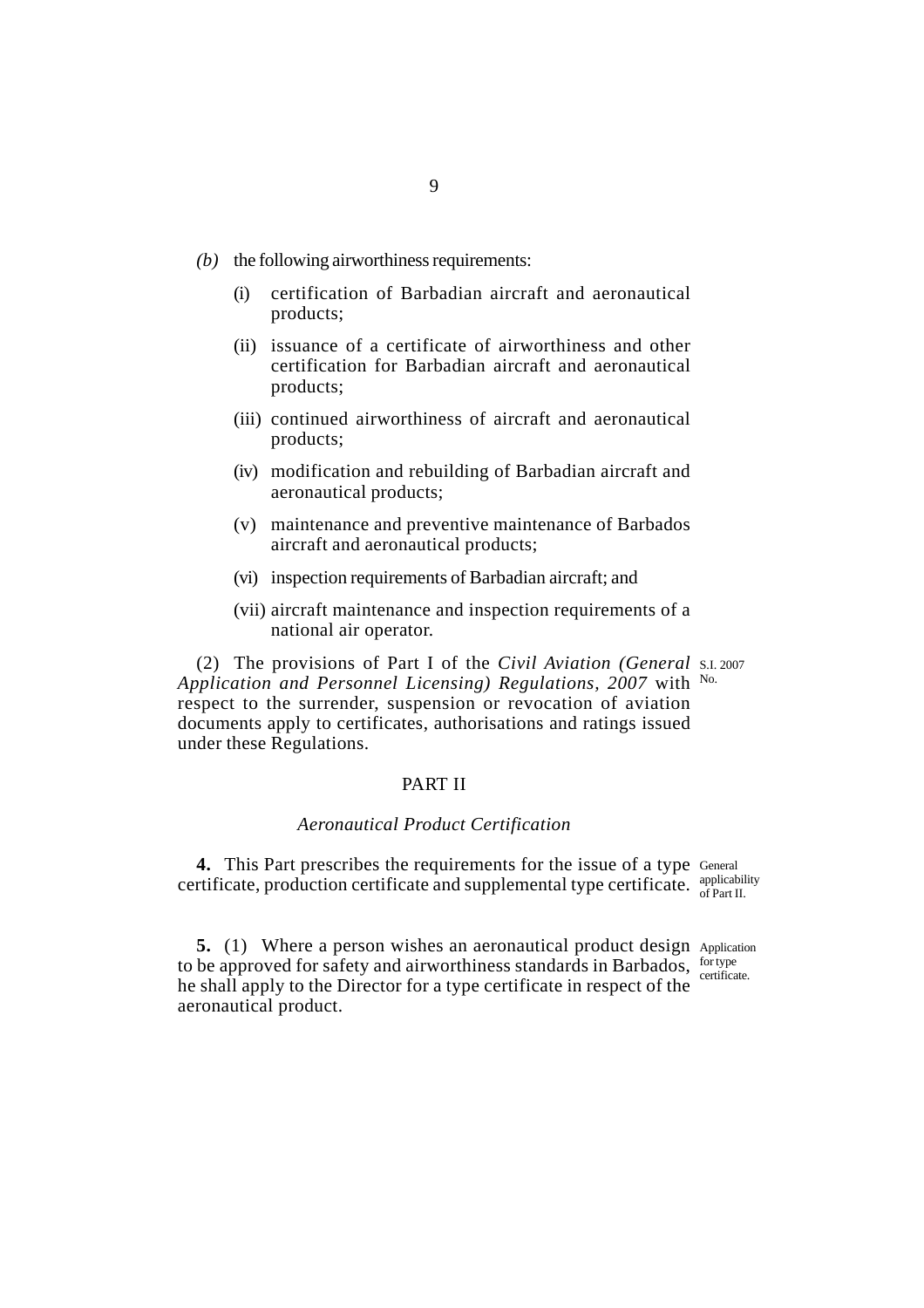*(b)* the following airworthiness requirements:

(i) certification of Barbadian aircraft and aeronautical products;

(ii) issuance of a certificate of airworthiness and other certification for Barbadian aircraft and aeronautical products;

(iii) continued airworthiness of aircraft and aeronautical products;

(iv) modification and rebuilding of Barbadian aircraft and aeronautical products;

(v) maintenance and preventive maintenance of Barbados aircraft and aeronautical products;

(vi) inspection requirements of Barbadian aircraft; and

(vii) aircraft maintenance and inspection requirements of a national air operator.

(2) The provisions of Part I of the *Civil Aviation (General Application and Personnel Licensing) Regulations, 2007* with respect to the surrender, suspension or revocation of aviation documents apply to certificates, authorisations and ratings issued under these Regulations.

S.I. 2007 No.

## PART II

### *Aeronautical Product Certification*

General applicability of Part II.

**4.** This Part prescribes the requirements for the issue of a type certificate, production certificate and supplemental type certificate.

Application for type certificate.

**5.** (1) Where a person wishes an aeronautical product design to be approved for safety and airworthiness standards in Barbados, he shall apply to the Director for a type certificate in respect of the aeronautical product.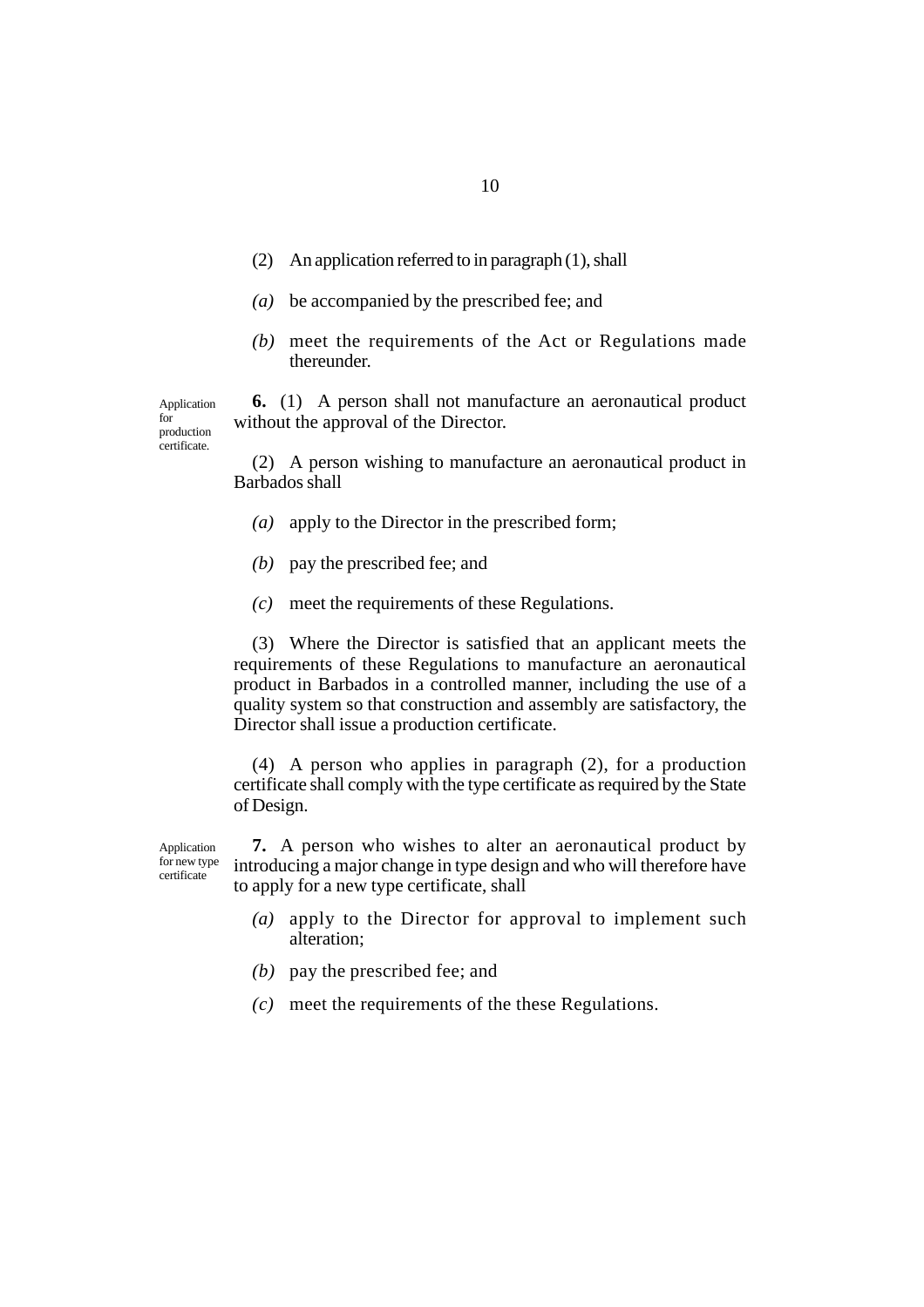(2) An application referred to in paragraph (1), shall

*(a)* be accompanied by the prescribed fee; and

*(b)* meet the requirements of the Act or Regulations made thereunder.

Application for production certificate.

**6.** (1) A person shall not manufacture an aeronautical product without the approval of the Director.

(2) A person wishing to manufacture an aeronautical product in Barbados shall

*(a)* apply to the Director in the prescribed form;

*(b)* pay the prescribed fee; and

*(c)* meet the requirements of these Regulations.

(3) Where the Director is satisfied that an applicant meets the requirements of these Regulations to manufacture an aeronautical product in Barbados in a controlled manner, including the use of a quality system so that construction and assembly are satisfactory, the Director shall issue a production certificate.

(4) A person who applies in paragraph (2), for a production certificate shall comply with the type certificate as required by the State of Design.

Application for new type certificate

**7.** A person who wishes to alter an aeronautical product by introducing a major change in type design and who will therefore have to apply for a new type certificate, shall

*(a)* apply to the Director for approval to implement such alteration;

*(b)* pay the prescribed fee; and

*(c)* meet the requirements of the these Regulations.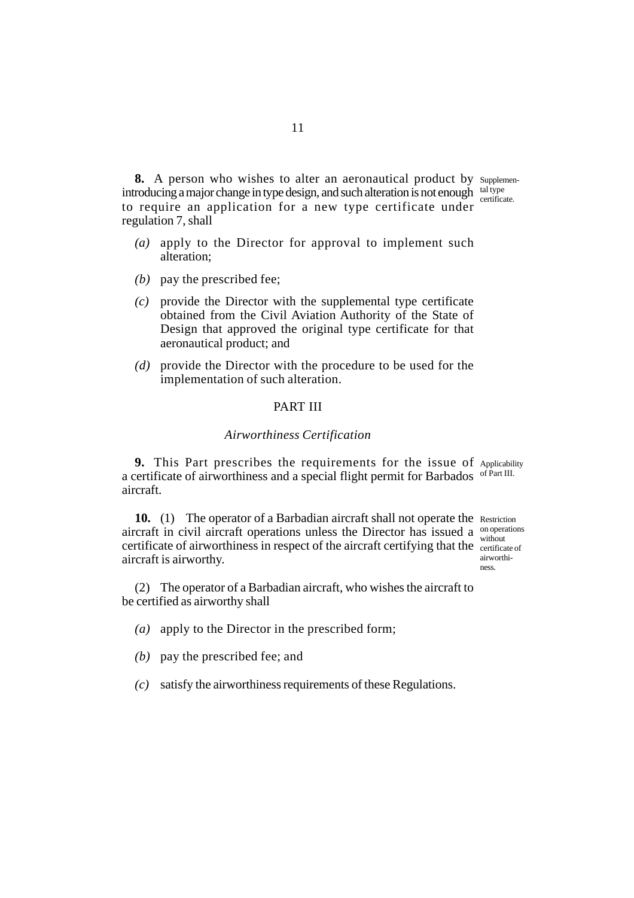**8.** A person who wishes to alter an aeronautical product by introducing a major change in type design, and such alteration is not enough to require an application for a new type certificate under regulation 7, shall

Supplemental type certificate.

- *(a)* apply to the Director for approval to implement such alteration;
- *(b)* pay the prescribed fee;
- *(c)* provide the Director with the supplemental type certificate obtained from the Civil Aviation Authority of the State of Design that approved the original type certificate for that aeronautical product; and
- *(d)* provide the Director with the procedure to be used for the implementation of such alteration.

## PART III

### *Airworthiness Certification*

**9.** This Part prescribes the requirements for the issue of a certificate of airworthiness and a special flight permit for Barbados aircraft.

Applicability of Part III.

**10.** (1) The operator of a Barbadian aircraft shall not operate the aircraft in civil aircraft operations unless the Director has issued a certificate of airworthiness in respect of the aircraft certifying that the aircraft is airworthy.

Restriction on operations without certificate of airworthiness.

(2) The operator of a Barbadian aircraft, who wishes the aircraft to be certified as airworthy shall

- *(a)* apply to the Director in the prescribed form;
- *(b)* pay the prescribed fee; and
- *(c)* satisfy the airworthiness requirements of these Regulations.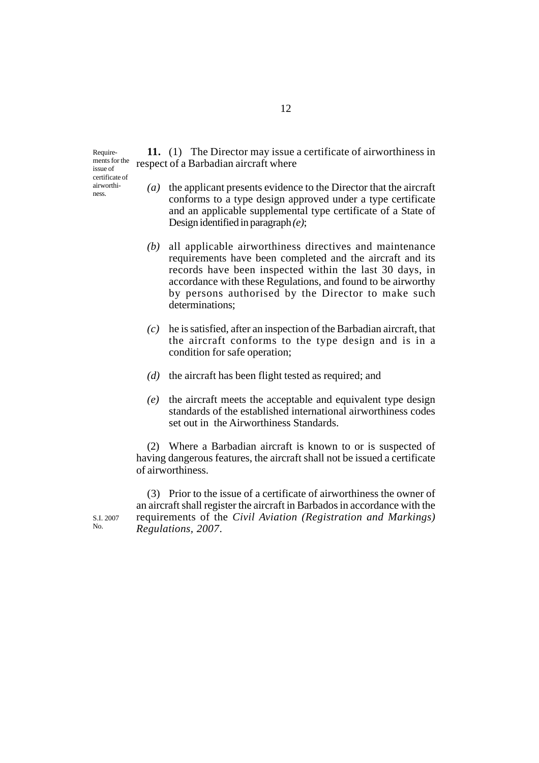Requirements for the issue of certificate of airworthiness.

**11.** (1) The Director may issue a certificate of airworthiness in respect of a Barbadian aircraft where

*(a)* the applicant presents evidence to the Director that the aircraft conforms to a type design approved under a type certificate and an applicable supplemental type certificate of a State of Design identified in paragraph *(e)*;

*(b)* all applicable airworthiness directives and maintenance requirements have been completed and the aircraft and its records have been inspected within the last 30 days, in accordance with these Regulations, and found to be airworthy by persons authorised by the Director to make such determinations;

*(c)* he is satisfied, after an inspection of the Barbadian aircraft, that the aircraft conforms to the type design and is in a condition for safe operation;

*(d)* the aircraft has been flight tested as required; and

*(e)* the aircraft meets the acceptable and equivalent type design standards of the established international airworthiness codes set out in the Airworthiness Standards.

(2) Where a Barbadian aircraft is known to or is suspected of having dangerous features, the aircraft shall not be issued a certificate of airworthiness.

(3) Prior to the issue of a certificate of airworthiness the owner of an aircraft shall register the aircraft in Barbados in accordance with the requirements of the *Civil Aviation (Registration and Markings) Regulations, 2007*.

S.I. 2007 No.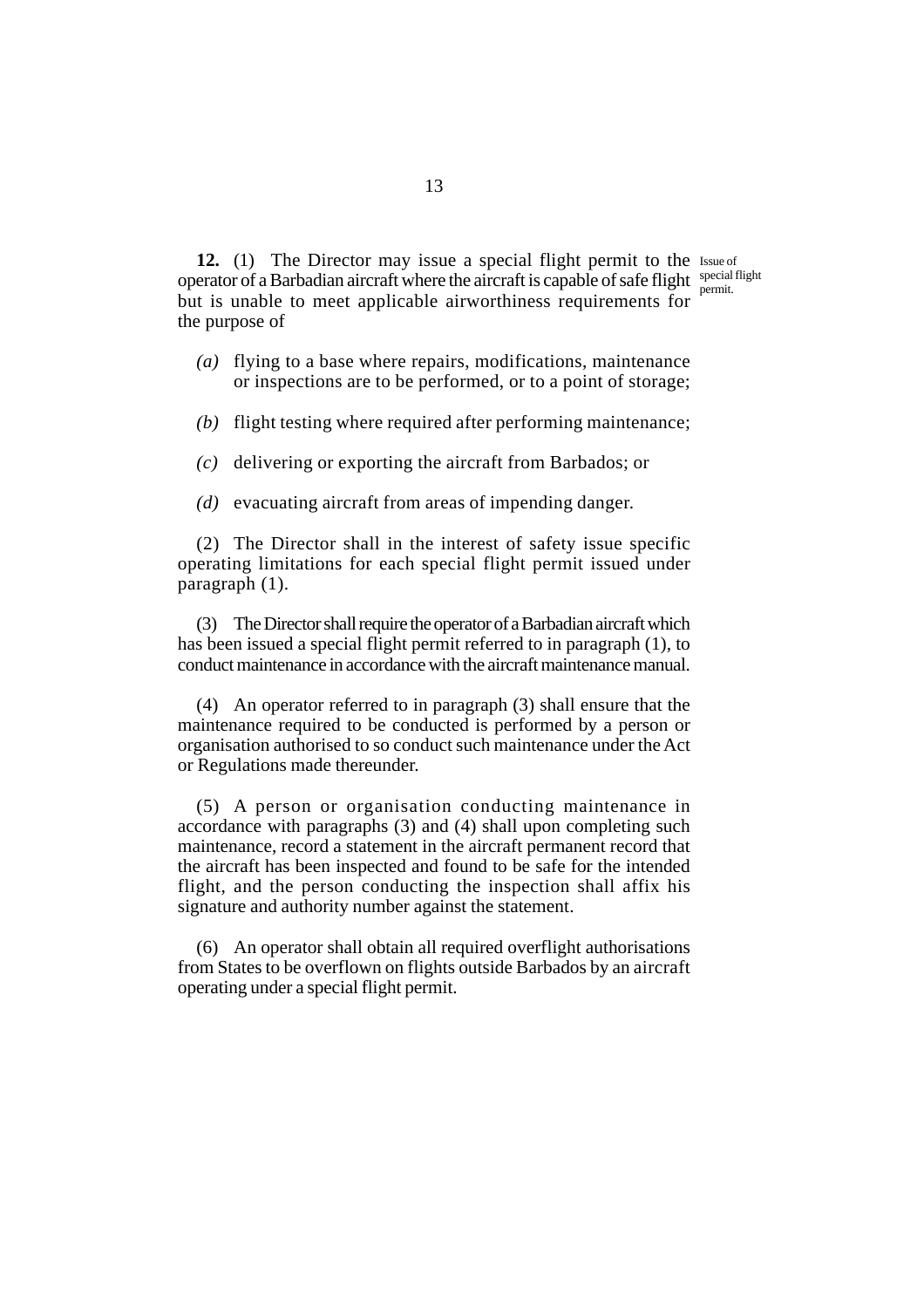**12.** (1) The Director may issue a special flight permit to the operator of a Barbadian aircraft where the aircraft is capable of safe flight but is unable to meet applicable airworthiness requirements for the purpose of

Issue of special flight permit.

*(a)* flying to a base where repairs, modifications, maintenance or inspections are to be performed, or to a point of storage;

*(b)* flight testing where required after performing maintenance;

*(c)* delivering or exporting the aircraft from Barbados; or

*(d)* evacuating aircraft from areas of impending danger.

(2) The Director shall in the interest of safety issue specific operating limitations for each special flight permit issued under paragraph (1).

(3) The Director shall require the operator of a Barbadian aircraft which has been issued a special flight permit referred to in paragraph (1), to conduct maintenance in accordance with the aircraft maintenance manual.

(4) An operator referred to in paragraph (3) shall ensure that the maintenance required to be conducted is performed by a person or organisation authorised to so conduct such maintenance under the Act or Regulations made thereunder.

(5) A person or organisation conducting maintenance in accordance with paragraphs (3) and (4) shall upon completing such maintenance, record a statement in the aircraft permanent record that the aircraft has been inspected and found to be safe for the intended flight, and the person conducting the inspection shall affix his signature and authority number against the statement.

(6) An operator shall obtain all required overflight authorisations from States to be overflown on flights outside Barbados by an aircraft operating under a special flight permit.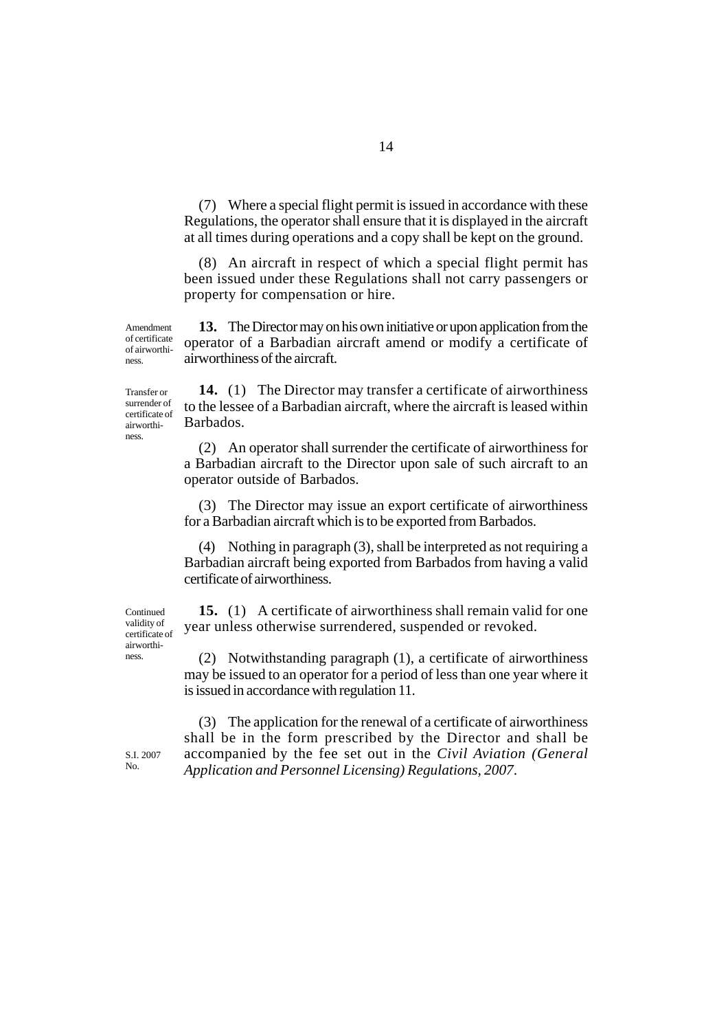(7) Where a special flight permit is issued in accordance with these Regulations, the operator shall ensure that it is displayed in the aircraft at all times during operations and a copy shall be kept on the ground.

(8) An aircraft in respect of which a special flight permit has been issued under these Regulations shall not carry passengers or property for compensation or hire.

Amendment of certificate of airworthiness.

**13.** The Director may on his own initiative or upon application from the operator of a Barbadian aircraft amend or modify a certificate of airworthiness of the aircraft.

Transfer or surrender of certificate of airworthiness.

**14.** (1) The Director may transfer a certificate of airworthiness to the lessee of a Barbadian aircraft, where the aircraft is leased within Barbados.

(2) An operator shall surrender the certificate of airworthiness for a Barbadian aircraft to the Director upon sale of such aircraft to an operator outside of Barbados.

(3) The Director may issue an export certificate of airworthiness for a Barbadian aircraft which is to be exported from Barbados.

(4) Nothing in paragraph (3), shall be interpreted as not requiring a Barbadian aircraft being exported from Barbados from having a valid certificate of airworthiness.

Continued validity of certificate of airworthiness.

**15.** (1) A certificate of airworthiness shall remain valid for one year unless otherwise surrendered, suspended or revoked.

(2) Notwithstanding paragraph (1), a certificate of airworthiness may be issued to an operator for a period of less than one year where it is issued in accordance with regulation 11.

S.I. 2007 No.

(3) The application for the renewal of a certificate of airworthiness shall be in the form prescribed by the Director and shall be accompanied by the fee set out in the *Civil Aviation (General Application and Personnel Licensing) Regulations, 2007*.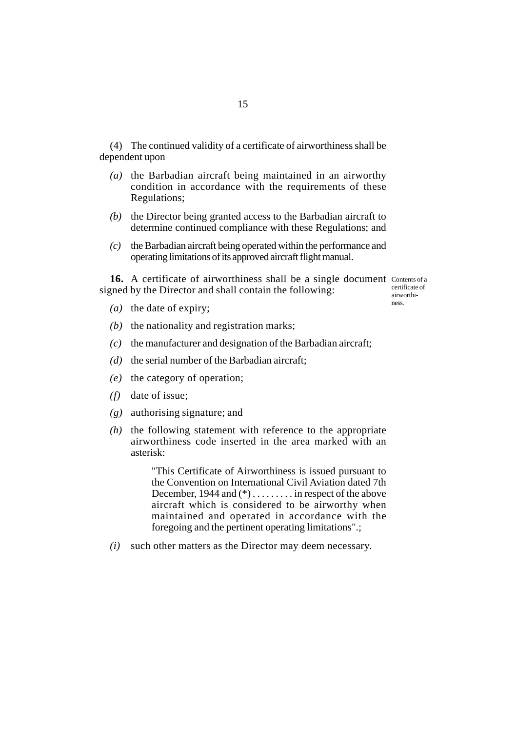(4) The continued validity of a certificate of airworthiness shall be dependent upon

*(a)* the Barbadian aircraft being maintained in an airworthy condition in accordance with the requirements of these Regulations;

*(b)* the Director being granted access to the Barbadian aircraft to determine continued compliance with these Regulations; and

*(c)* the Barbadian aircraft being operated within the performance and operating limitations of its approved aircraft flight manual.

**16.** A certificate of airworthiness shall be a single document signed by the Director and shall contain the following:

Contents of a certificate of airworthiness.

*(a)* the date of expiry;

*(b)* the nationality and registration marks;

*(c)* the manufacturer and designation of the Barbadian aircraft;

*(d)* the serial number of the Barbadian aircraft;

*(e)* the category of operation;

*(f)* date of issue;

*(g)* authorising signature; and

*(h)* the following statement with reference to the appropriate airworthiness code inserted in the area marked with an asterisk:

> "This Certificate of Airworthiness is issued pursuant to the Convention on International Civil Aviation dated 7th December, 1944 and (*) . . . . . . . . . in respect of the above aircraft which is considered to be airworthy when maintained and operated in accordance with the foregoing and the pertinent operating limitations".;

*(i)* such other matters as the Director may deem necessary.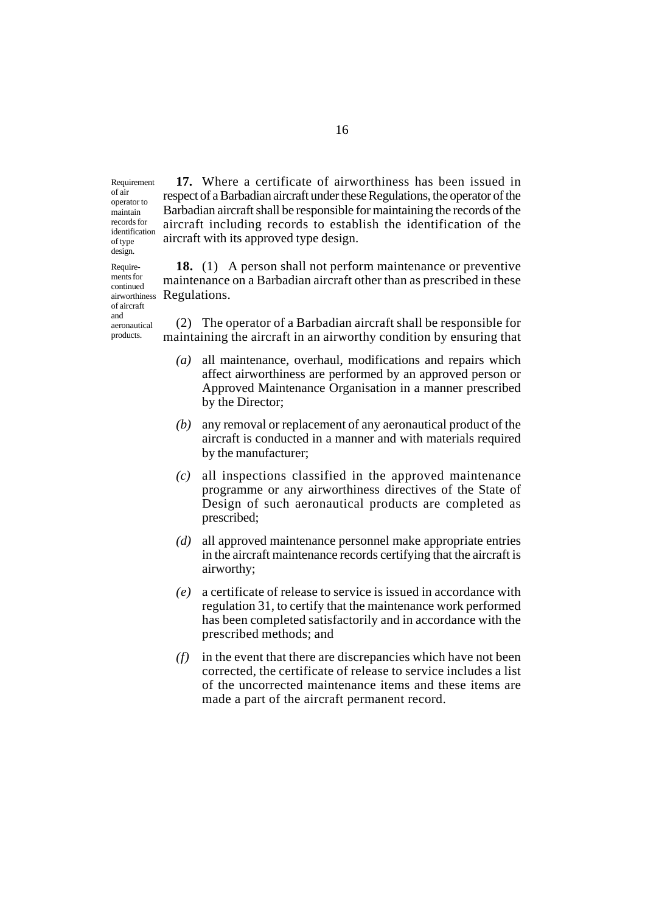Requirement of air operator to maintain records for identification of type design.

**17.** Where a certificate of airworthiness has been issued in respect of a Barbadian aircraft under these Regulations, the operator of the Barbadian aircraft shall be responsible for maintaining the records of the aircraft including records to establish the identification of the aircraft with its approved type design.

Requirements for continued airworthiness of aircraft and aeronautical products.

**18.** (1) A person shall not perform maintenance or preventive maintenance on a Barbadian aircraft other than as prescribed in these Regulations.

(2) The operator of a Barbadian aircraft shall be responsible for maintaining the aircraft in an airworthy condition by ensuring that

*(a)* all maintenance, overhaul, modifications and repairs which affect airworthiness are performed by an approved person or Approved Maintenance Organisation in a manner prescribed by the Director;

*(b)* any removal or replacement of any aeronautical product of the aircraft is conducted in a manner and with materials required by the manufacturer;

*(c)* all inspections classified in the approved maintenance programme or any airworthiness directives of the State of Design of such aeronautical products are completed as prescribed;

*(d)* all approved maintenance personnel make appropriate entries in the aircraft maintenance records certifying that the aircraft is airworthy;

*(e)* a certificate of release to service is issued in accordance with regulation 31, to certify that the maintenance work performed has been completed satisfactorily and in accordance with the prescribed methods; and

*(f)* in the event that there are discrepancies which have not been corrected, the certificate of release to service includes a list of the uncorrected maintenance items and these items are made a part of the aircraft permanent record.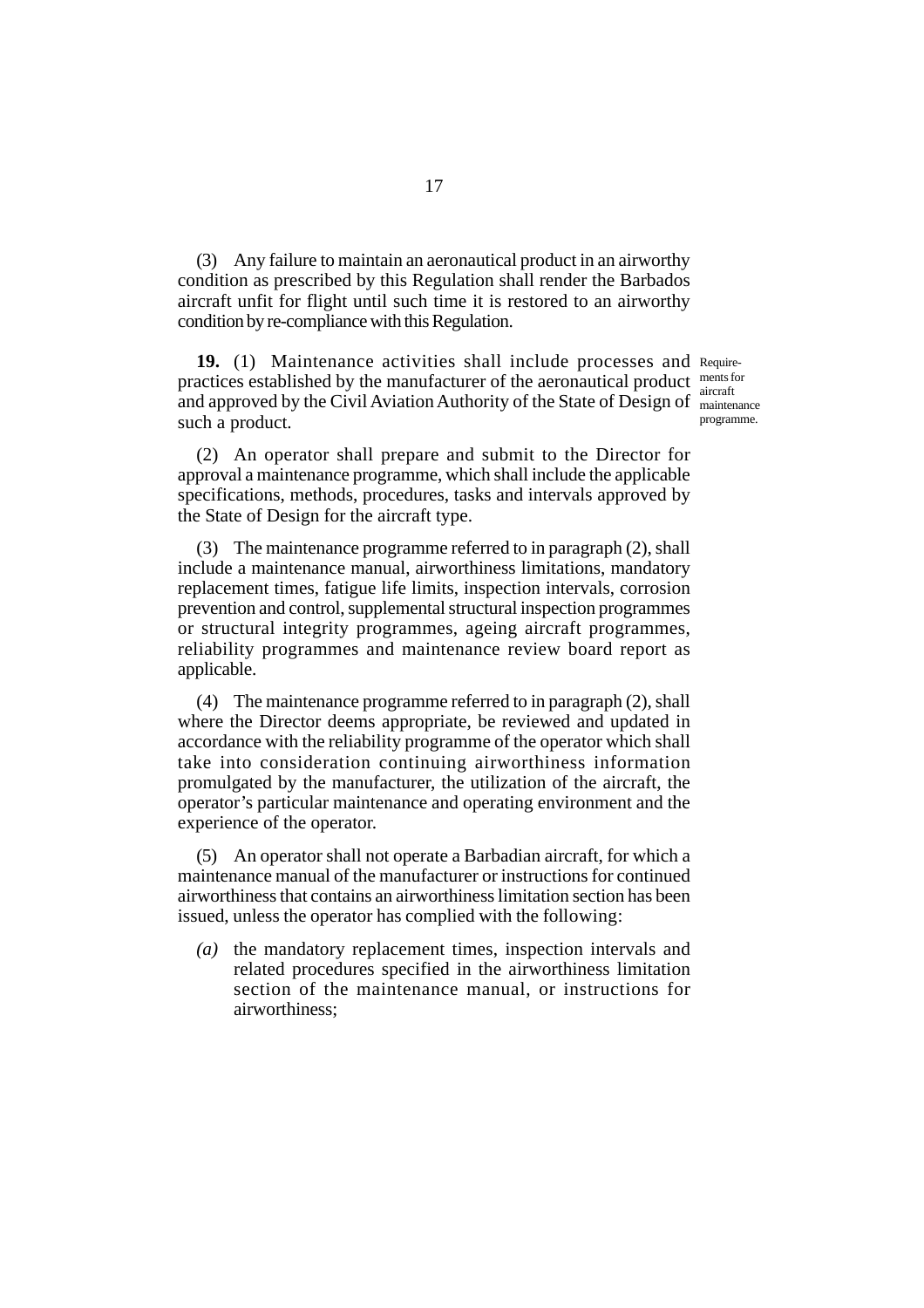(3) Any failure to maintain an aeronautical product in an airworthy condition as prescribed by this Regulation shall render the Barbados aircraft unfit for flight until such time it is restored to an airworthy condition by re-compliance with this Regulation.

Requirements for aircraft maintenance programme.

**19.** (1) Maintenance activities shall include processes and practices established by the manufacturer of the aeronautical product and approved by the Civil Aviation Authority of the State of Design of such a product.

(2) An operator shall prepare and submit to the Director for approval a maintenance programme, which shall include the applicable specifications, methods, procedures, tasks and intervals approved by the State of Design for the aircraft type.

(3) The maintenance programme referred to in paragraph (2), shall include a maintenance manual, airworthiness limitations, mandatory replacement times, fatigue life limits, inspection intervals, corrosion prevention and control, supplemental structural inspection programmes or structural integrity programmes, ageing aircraft programmes, reliability programmes and maintenance review board report as applicable.

(4) The maintenance programme referred to in paragraph (2), shall where the Director deems appropriate, be reviewed and updated in accordance with the reliability programme of the operator which shall take into consideration continuing airworthiness information promulgated by the manufacturer, the utilization of the aircraft, the operator's particular maintenance and operating environment and the experience of the operator.

(5) An operator shall not operate a Barbadian aircraft, for which a maintenance manual of the manufacturer or instructions for continued airworthiness that contains an airworthiness limitation section has been issued, unless the operator has complied with the following:

*(a)* the mandatory replacement times, inspection intervals and related procedures specified in the airworthiness limitation section of the maintenance manual, or instructions for airworthiness;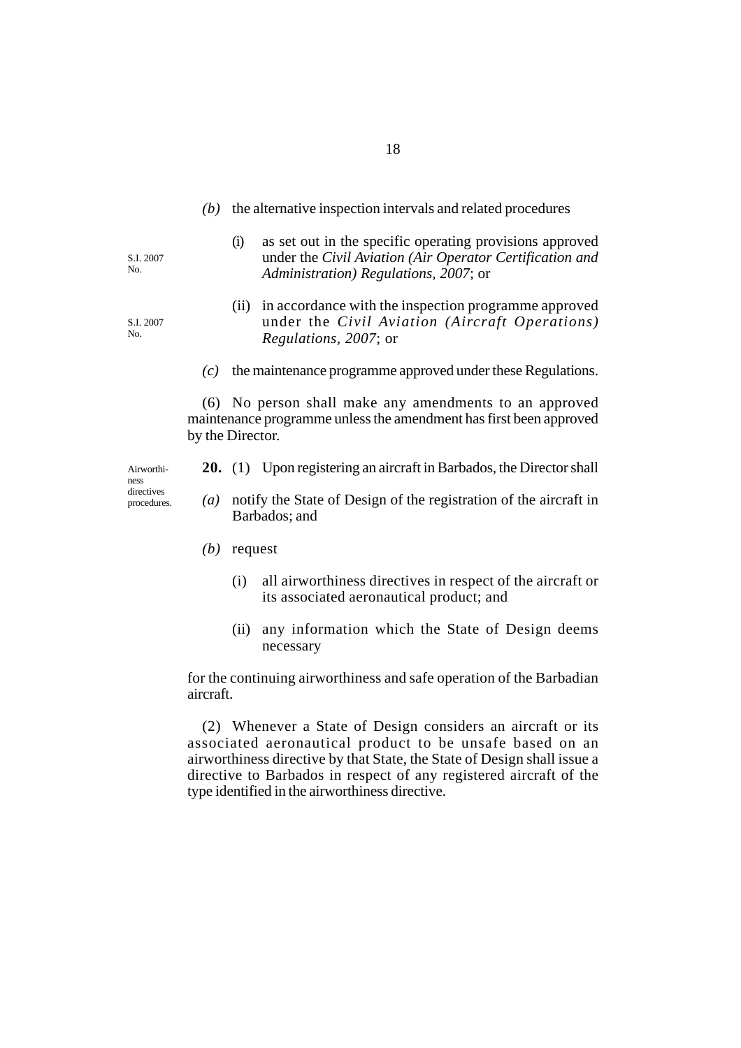*(b)* the alternative inspection intervals and related procedures

S.I. 2007 No.

(i) as set out in the specific operating provisions approved under the *Civil Aviation (Air Operator Certification and Administration) Regulations, 2007*; or

S.I. 2007 No.

(ii) in accordance with the inspection programme approved under the *Civil Aviation (Aircraft Operations) Regulations, 2007*; or

*(c)* the maintenance programme approved under these Regulations.

(6) No person shall make any amendments to an approved maintenance programme unless the amendment has first been approved by the Director.

Airworthiness directives procedures.

**20.** (1) Upon registering an aircraft in Barbados, the Director shall

*(a)* notify the State of Design of the registration of the aircraft in Barbados; and

*(b)* request

(i) all airworthiness directives in respect of the aircraft or its associated aeronautical product; and

(ii) any information which the State of Design deems necessary

for the continuing airworthiness and safe operation of the Barbadian aircraft.

(2) Whenever a State of Design considers an aircraft or its associated aeronautical product to be unsafe based on an airworthiness directive by that State, the State of Design shall issue a directive to Barbados in respect of any registered aircraft of the type identified in the airworthiness directive.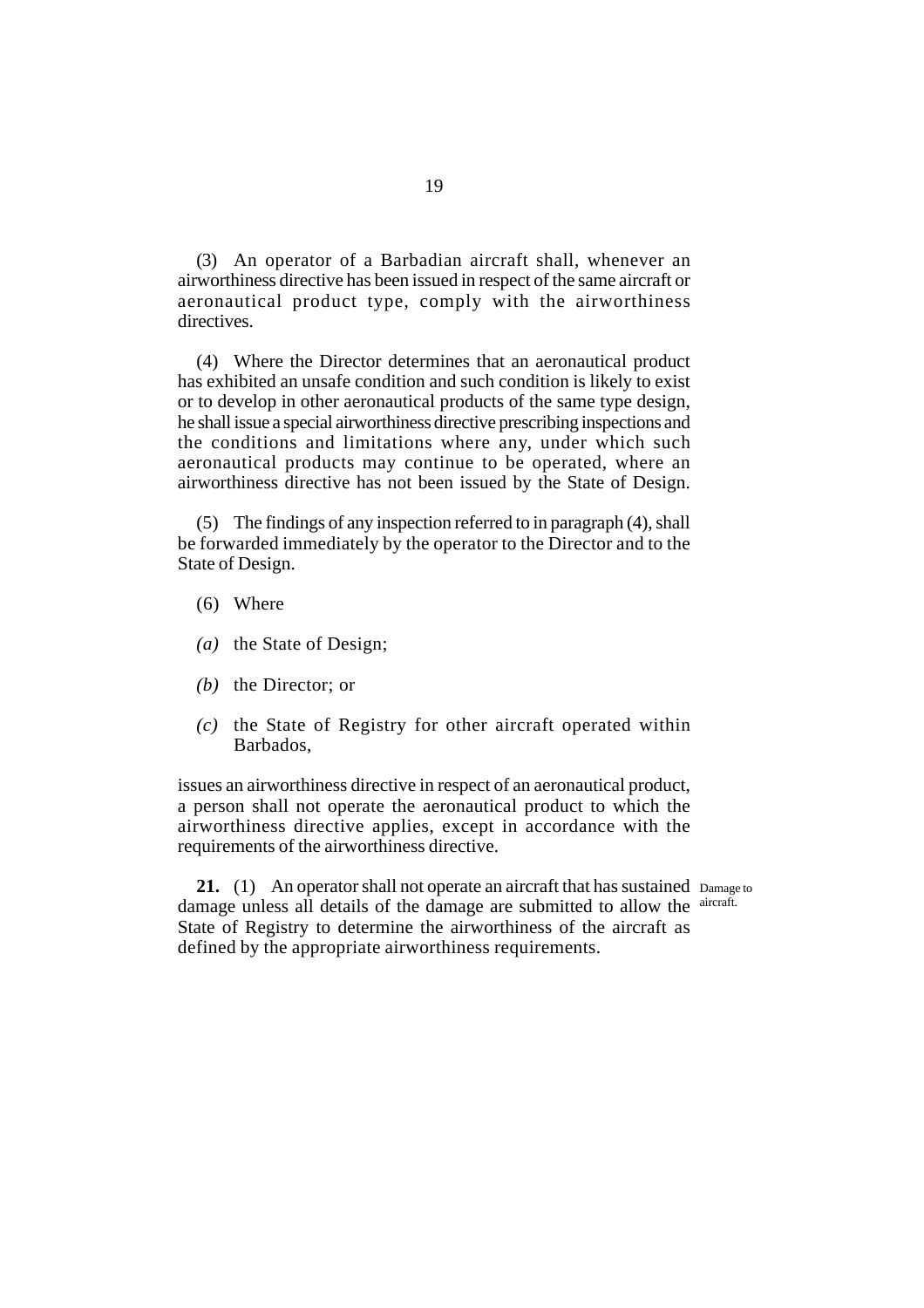(3) An operator of a Barbadian aircraft shall, whenever an airworthiness directive has been issued in respect of the same aircraft or aeronautical product type, comply with the airworthiness directives.

(4) Where the Director determines that an aeronautical product has exhibited an unsafe condition and such condition is likely to exist or to develop in other aeronautical products of the same type design, he shall issue a special airworthiness directive prescribing inspections and the conditions and limitations where any, under which such aeronautical products may continue to be operated, where an airworthiness directive has not been issued by the State of Design.

(5) The findings of any inspection referred to in paragraph (4), shall be forwarded immediately by the operator to the Director and to the State of Design.

(6) Where

*(a)* the State of Design;

*(b)* the Director; or

*(c)* the State of Registry for other aircraft operated within Barbados,

issues an airworthiness directive in respect of an aeronautical product, a person shall not operate the aeronautical product to which the airworthiness directive applies, except in accordance with the requirements of the airworthiness directive.

Damage to aircraft.

**21.** (1) An operator shall not operate an aircraft that has sustained damage unless all details of the damage are submitted to allow the State of Registry to determine the airworthiness of the aircraft as defined by the appropriate airworthiness requirements.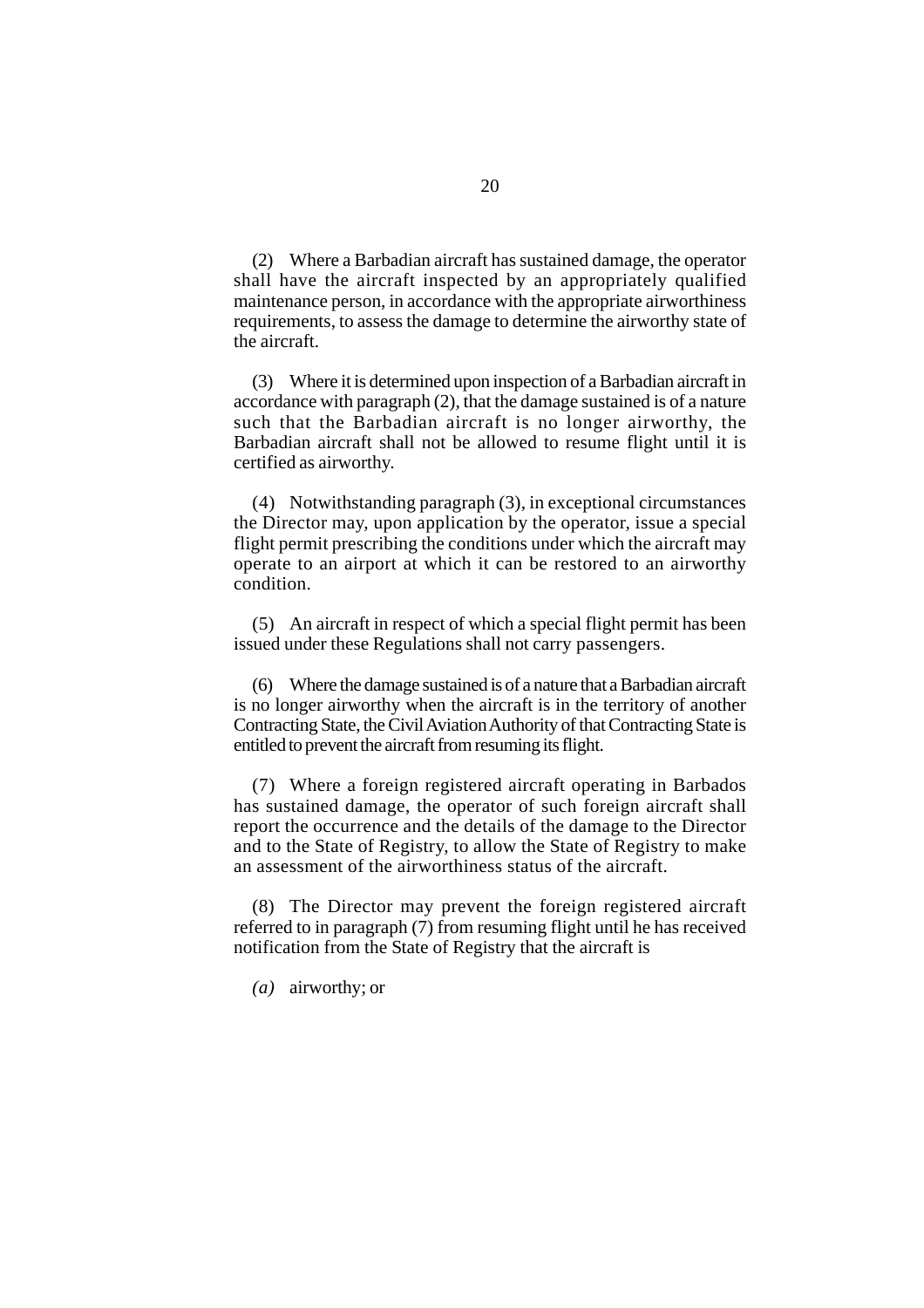(2) Where a Barbadian aircraft has sustained damage, the operator shall have the aircraft inspected by an appropriately qualified maintenance person, in accordance with the appropriate airworthiness requirements, to assess the damage to determine the airworthy state of the aircraft.

(3) Where it is determined upon inspection of a Barbadian aircraft in accordance with paragraph (2), that the damage sustained is of a nature such that the Barbadian aircraft is no longer airworthy, the Barbadian aircraft shall not be allowed to resume flight until it is certified as airworthy.

(4) Notwithstanding paragraph (3), in exceptional circumstances the Director may, upon application by the operator, issue a special flight permit prescribing the conditions under which the aircraft may operate to an airport at which it can be restored to an airworthy condition.

(5) An aircraft in respect of which a special flight permit has been issued under these Regulations shall not carry passengers.

(6) Where the damage sustained is of a nature that a Barbadian aircraft is no longer airworthy when the aircraft is in the territory of another Contracting State, the Civil Aviation Authority of that Contracting State is entitled to prevent the aircraft from resuming its flight.

(7) Where a foreign registered aircraft operating in Barbados has sustained damage, the operator of such foreign aircraft shall report the occurrence and the details of the damage to the Director and to the State of Registry, to allow the State of Registry to make an assessment of the airworthiness status of the aircraft.

(8) The Director may prevent the foreign registered aircraft referred to in paragraph (7) from resuming flight until he has received notification from the State of Registry that the aircraft is

*(a)* airworthy; or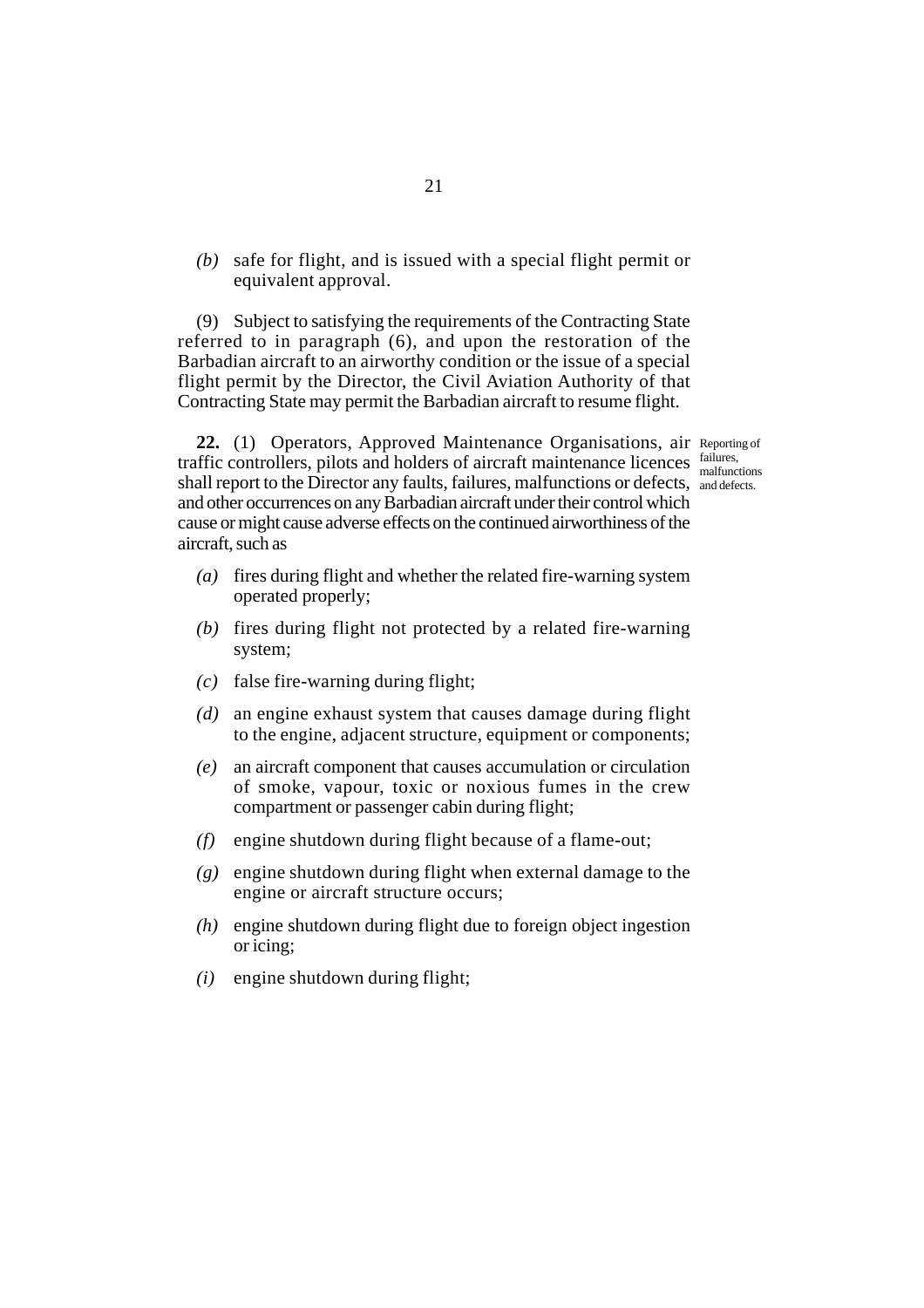*(b)* safe for flight, and is issued with a special flight permit or equivalent approval.

(9) Subject to satisfying the requirements of the Contracting State referred to in paragraph (6), and upon the restoration of the Barbadian aircraft to an airworthy condition or the issue of a special flight permit by the Director, the Civil Aviation Authority of that Contracting State may permit the Barbadian aircraft to resume flight.

Reporting of failures, malfunctions and defects.

**22.** (1) Operators, Approved Maintenance Organisations, air traffic controllers, pilots and holders of aircraft maintenance licences shall report to the Director any faults, failures, malfunctions or defects, and other occurrences on any Barbadian aircraft under their control which cause or might cause adverse effects on the continued airworthiness of the aircraft, such as

*(a)* fires during flight and whether the related fire-warning system operated properly;

*(b)* fires during flight not protected by a related fire-warning system;

*(c)* false fire-warning during flight;

*(d)* an engine exhaust system that causes damage during flight to the engine, adjacent structure, equipment or components;

*(e)* an aircraft component that causes accumulation or circulation of smoke, vapour, toxic or noxious fumes in the crew compartment or passenger cabin during flight;

*(f)* engine shutdown during flight because of a flame-out;

*(g)* engine shutdown during flight when external damage to the engine or aircraft structure occurs;

*(h)* engine shutdown during flight due to foreign object ingestion or icing;

*(i)* engine shutdown during flight;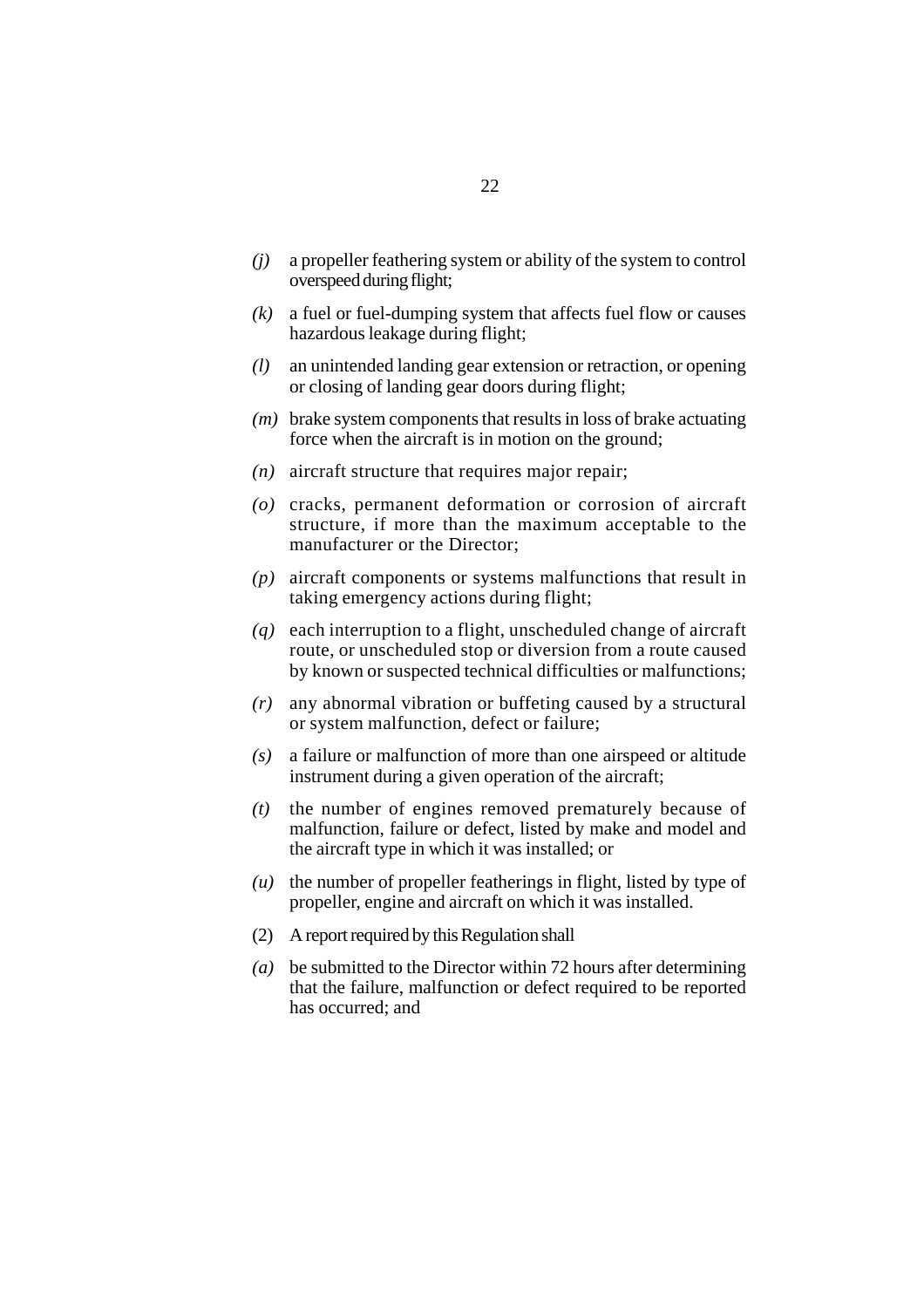*(j)* a propeller feathering system or ability of the system to control overspeed during flight;

*(k)* a fuel or fuel-dumping system that affects fuel flow or causes hazardous leakage during flight;

*(l)* an unintended landing gear extension or retraction, or opening or closing of landing gear doors during flight;

*(m)* brake system components that results in loss of brake actuating force when the aircraft is in motion on the ground;

*(n)* aircraft structure that requires major repair;

*(o)* cracks, permanent deformation or corrosion of aircraft structure, if more than the maximum acceptable to the manufacturer or the Director;

*(p)* aircraft components or systems malfunctions that result in taking emergency actions during flight;

*(q)* each interruption to a flight, unscheduled change of aircraft route, or unscheduled stop or diversion from a route caused by known or suspected technical difficulties or malfunctions;

*(r)* any abnormal vibration or buffeting caused by a structural or system malfunction, defect or failure;

*(s)* a failure or malfunction of more than one airspeed or altitude instrument during a given operation of the aircraft;

*(t)* the number of engines removed prematurely because of malfunction, failure or defect, listed by make and model and the aircraft type in which it was installed; or

*(u)* the number of propeller featherings in flight, listed by type of propeller, engine and aircraft on which it was installed.

(2) A report required by this Regulation shall

*(a)* be submitted to the Director within 72 hours after determining that the failure, malfunction or defect required to be reported has occurred; and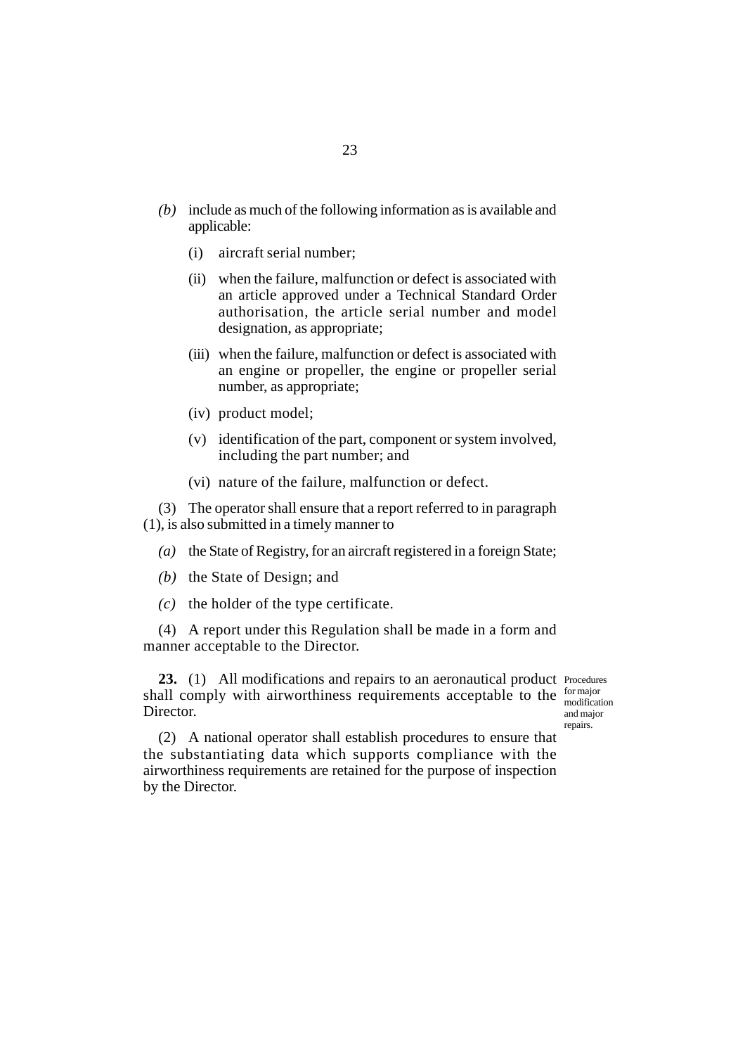*(b)* include as much of the following information as is available and applicable:

(i) aircraft serial number;

(ii) when the failure, malfunction or defect is associated with an article approved under a Technical Standard Order authorisation, the article serial number and model designation, as appropriate;

(iii) when the failure, malfunction or defect is associated with an engine or propeller, the engine or propeller serial number, as appropriate;

(iv) product model;

(v) identification of the part, component or system involved, including the part number; and

(vi) nature of the failure, malfunction or defect.

(3) The operator shall ensure that a report referred to in paragraph (1), is also submitted in a timely manner to

*(a)* the State of Registry, for an aircraft registered in a foreign State;

*(b)* the State of Design; and

*(c)* the holder of the type certificate.

(4) A report under this Regulation shall be made in a form and manner acceptable to the Director.

Procedures for major modification and major repairs.

**23.** (1) All modifications and repairs to an aeronautical product shall comply with airworthiness requirements acceptable to the Director.

(2) A national operator shall establish procedures to ensure that the substantiating data which supports compliance with the airworthiness requirements are retained for the purpose of inspection by the Director.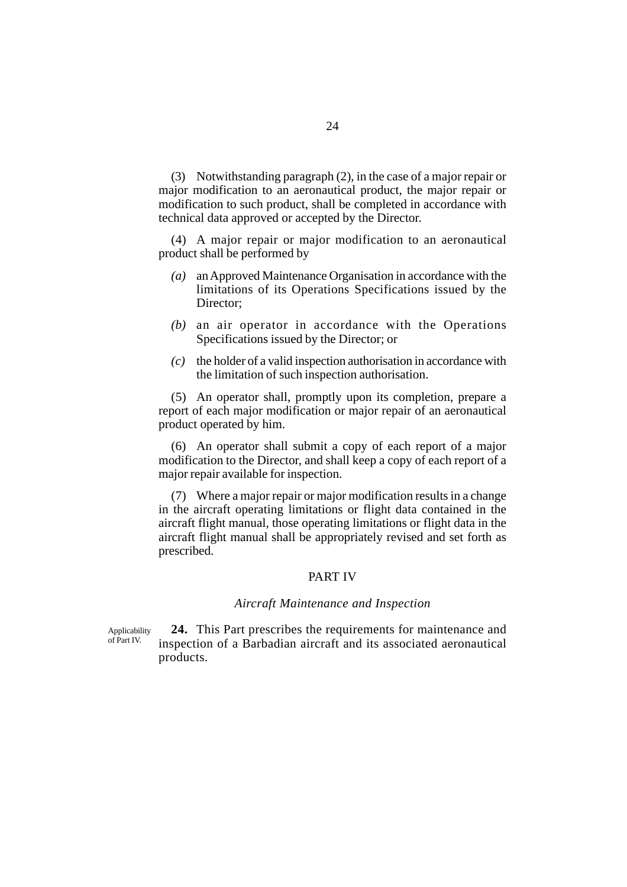(3) Notwithstanding paragraph (2), in the case of a major repair or major modification to an aeronautical product, the major repair or modification to such product, shall be completed in accordance with technical data approved or accepted by the Director.

(4) A major repair or major modification to an aeronautical product shall be performed by

- *(a)* an Approved Maintenance Organisation in accordance with the limitations of its Operations Specifications issued by the Director;
- *(b)* an air operator in accordance with the Operations Specifications issued by the Director; or
- *(c)* the holder of a valid inspection authorisation in accordance with the limitation of such inspection authorisation.

(5) An operator shall, promptly upon its completion, prepare a report of each major modification or major repair of an aeronautical product operated by him.

(6) An operator shall submit a copy of each report of a major modification to the Director, and shall keep a copy of each report of a major repair available for inspection.

(7) Where a major repair or major modification results in a change in the aircraft operating limitations or flight data contained in the aircraft flight manual, those operating limitations or flight data in the aircraft flight manual shall be appropriately revised and set forth as prescribed.

## PART IV

### *Aircraft Maintenance and Inspection*

Applicability of Part IV.

**24.** This Part prescribes the requirements for maintenance and inspection of a Barbadian aircraft and its associated aeronautical products.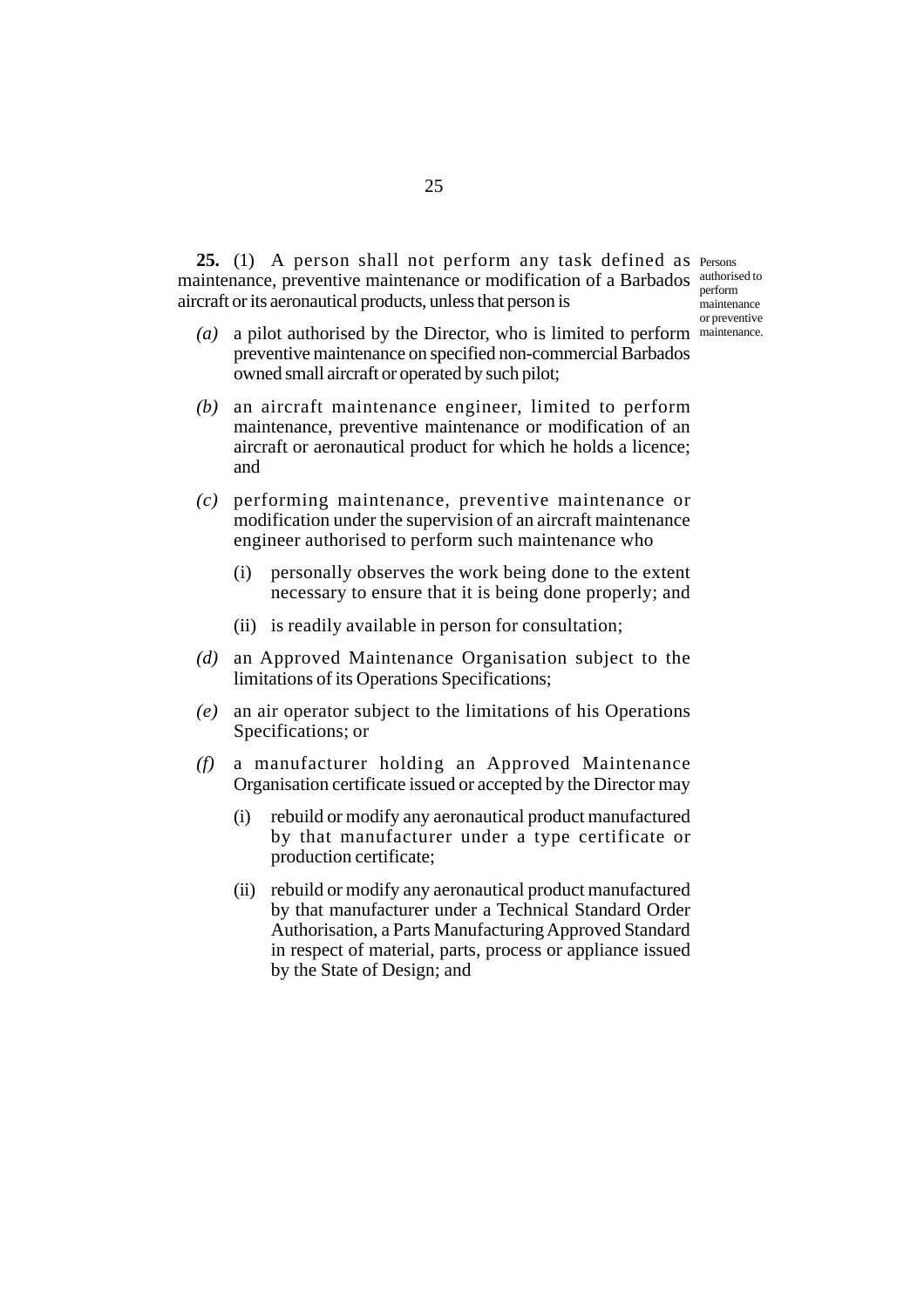**25.** (1) A person shall not perform any task defined as maintenance, preventive maintenance or modification of a Barbados aircraft or its aeronautical products, unless that person is

Persons authorised to perform maintenance or preventive maintenance.

*(a)* a pilot authorised by the Director, who is limited to perform preventive maintenance on specified non-commercial Barbados owned small aircraft or operated by such pilot;

*(b)* an aircraft maintenance engineer, limited to perform maintenance, preventive maintenance or modification of an aircraft or aeronautical product for which he holds a licence; and

*(c)* performing maintenance, preventive maintenance or modification under the supervision of an aircraft maintenance engineer authorised to perform such maintenance who

   (i) personally observes the work being done to the extent necessary to ensure that it is being done properly; and

   (ii) is readily available in person for consultation;

*(d)* an Approved Maintenance Organisation subject to the limitations of its Operations Specifications;

*(e)* an air operator subject to the limitations of his Operations Specifications; or

*(f)* a manufacturer holding an Approved Maintenance Organisation certificate issued or accepted by the Director may

   (i) rebuild or modify any aeronautical product manufactured by that manufacturer under a type certificate or production certificate;

   (ii) rebuild or modify any aeronautical product manufactured by that manufacturer under a Technical Standard Order Authorisation, a Parts Manufacturing Approved Standard in respect of material, parts, process or appliance issued by the State of Design; and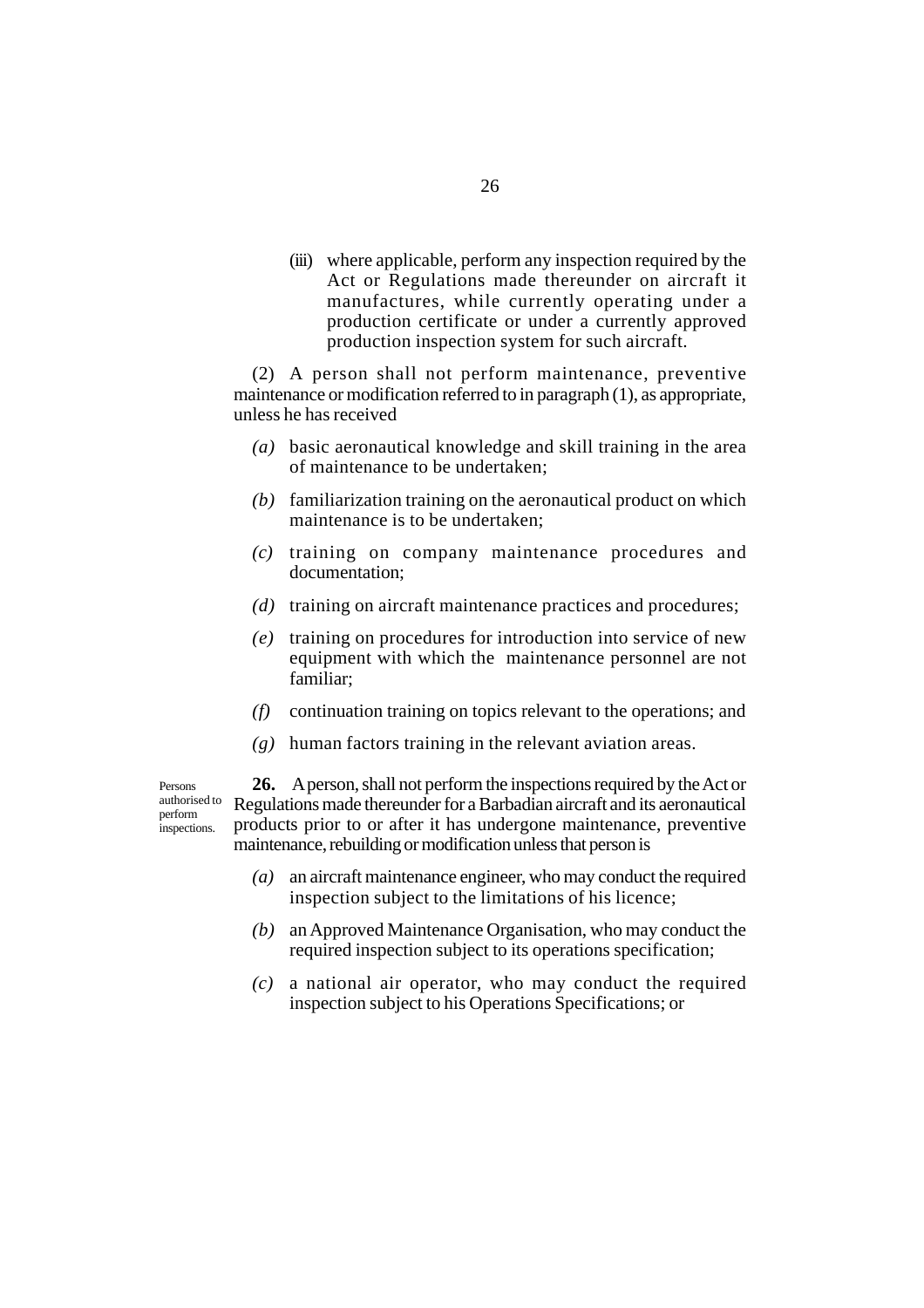(iii) where applicable, perform any inspection required by the Act or Regulations made thereunder on aircraft it manufactures, while currently operating under a production certificate or under a currently approved production inspection system for such aircraft.

(2) A person shall not perform maintenance, preventive maintenance or modification referred to in paragraph (1), as appropriate, unless he has received

- *(a)* basic aeronautical knowledge and skill training in the area of maintenance to be undertaken;
- *(b)* familiarization training on the aeronautical product on which maintenance is to be undertaken;
- *(c)* training on company maintenance procedures and documentation;
- *(d)* training on aircraft maintenance practices and procedures;
- *(e)* training on procedures for introduction into service of new equipment with which the maintenance personnel are not familiar;
- *(f)* continuation training on topics relevant to the operations; and
- *(g)* human factors training in the relevant aviation areas.

Persons authorised to perform inspections.

**26.** A person, shall not perform the inspections required by the Act or Regulations made thereunder for a Barbadian aircraft and its aeronautical products prior to or after it has undergone maintenance, preventive maintenance, rebuilding or modification unless that person is

- *(a)* an aircraft maintenance engineer, who may conduct the required inspection subject to the limitations of his licence;
- *(b)* an Approved Maintenance Organisation, who may conduct the required inspection subject to its operations specification;
- *(c)* a national air operator, who may conduct the required inspection subject to his Operations Specifications; or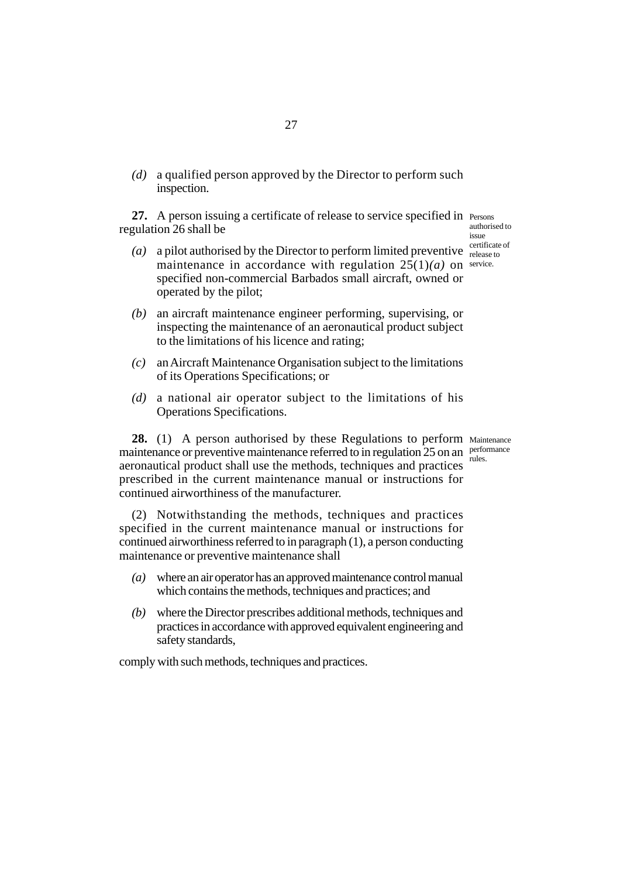*(d)* a qualified person approved by the Director to perform such inspection.

**27.** A person issuing a certificate of release to service specified in regulation 26 shall be

Persons authorised to issue certificate of release to service.

*(a)* a pilot authorised by the Director to perform limited preventive maintenance in accordance with regulation 25(1)*(a)* on specified non-commercial Barbados small aircraft, owned or operated by the pilot;

*(b)* an aircraft maintenance engineer performing, supervising, or inspecting the maintenance of an aeronautical product subject to the limitations of his licence and rating;

*(c)* an Aircraft Maintenance Organisation subject to the limitations of its Operations Specifications; or

*(d)* a national air operator subject to the limitations of his Operations Specifications.

**28.** (1) A person authorised by these Regulations to perform maintenance or preventive maintenance referred to in regulation 25 on an aeronautical product shall use the methods, techniques and practices prescribed in the current maintenance manual or instructions for continued airworthiness of the manufacturer.

Maintenance performance rules.

(2) Notwithstanding the methods, techniques and practices specified in the current maintenance manual or instructions for continued airworthiness referred to in paragraph (1), a person conducting maintenance or preventive maintenance shall

*(a)* where an air operator has an approved maintenance control manual which contains the methods, techniques and practices; and

*(b)* where the Director prescribes additional methods, techniques and practices in accordance with approved equivalent engineering and safety standards,

comply with such methods, techniques and practices.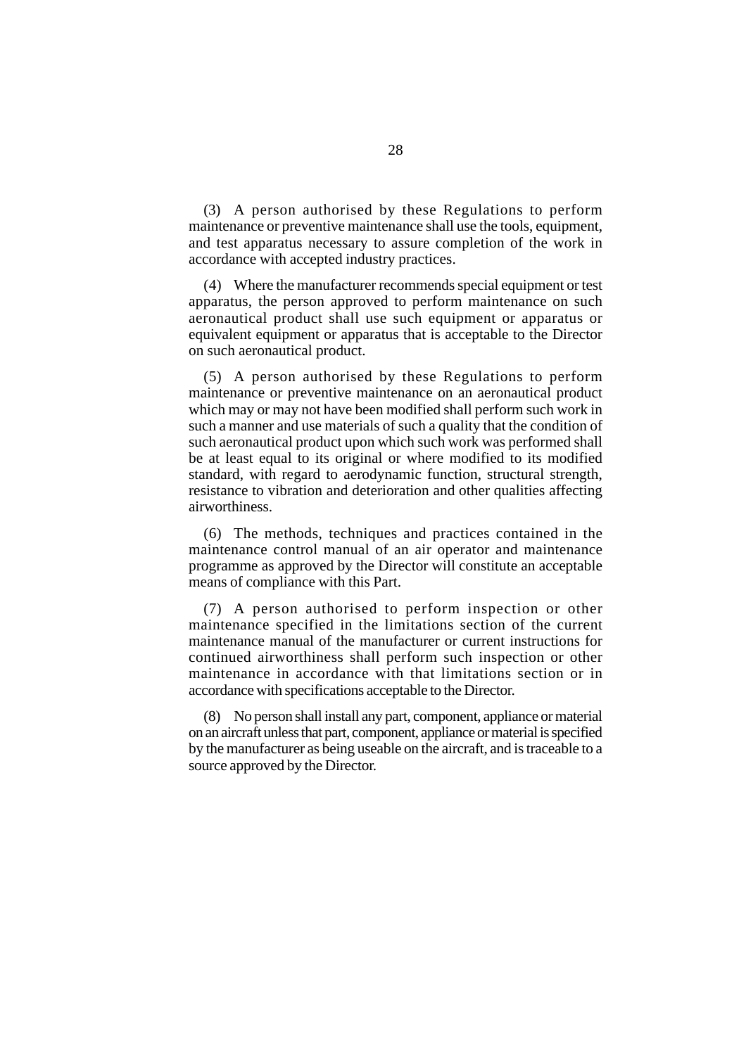(3) A person authorised by these Regulations to perform maintenance or preventive maintenance shall use the tools, equipment, and test apparatus necessary to assure completion of the work in accordance with accepted industry practices.

(4) Where the manufacturer recommends special equipment or test apparatus, the person approved to perform maintenance on such aeronautical product shall use such equipment or apparatus or equivalent equipment or apparatus that is acceptable to the Director on such aeronautical product.

(5) A person authorised by these Regulations to perform maintenance or preventive maintenance on an aeronautical product which may or may not have been modified shall perform such work in such a manner and use materials of such a quality that the condition of such aeronautical product upon which such work was performed shall be at least equal to its original or where modified to its modified standard, with regard to aerodynamic function, structural strength, resistance to vibration and deterioration and other qualities affecting airworthiness.

(6) The methods, techniques and practices contained in the maintenance control manual of an air operator and maintenance programme as approved by the Director will constitute an acceptable means of compliance with this Part.

(7) A person authorised to perform inspection or other maintenance specified in the limitations section of the current maintenance manual of the manufacturer or current instructions for continued airworthiness shall perform such inspection or other maintenance in accordance with that limitations section or in accordance with specifications acceptable to the Director.

(8) No person shall install any part, component, appliance or material on an aircraft unless that part, component, appliance or material is specified by the manufacturer as being useable on the aircraft, and is traceable to a source approved by the Director.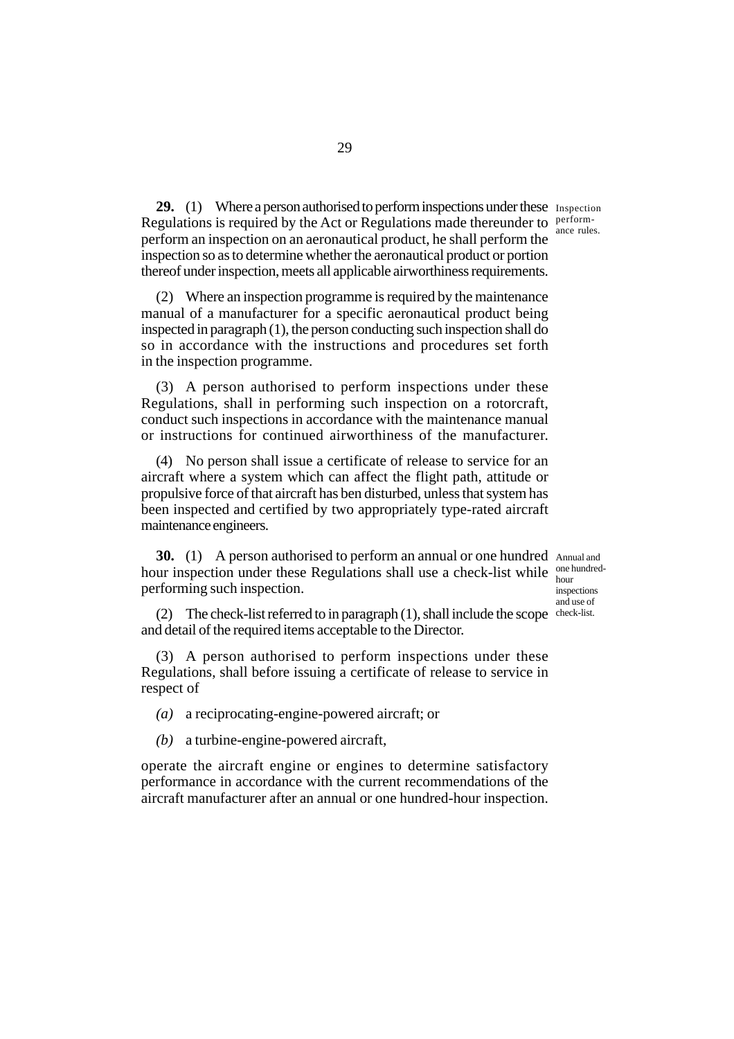**29.** (1) Where a person authorised to perform inspections under these Regulations is required by the Act or Regulations made thereunder to perform an inspection on an aeronautical product, he shall perform the inspection so as to determine whether the aeronautical product or portion thereof under inspection, meets all applicable airworthiness requirements.

Inspection performance rules.

(2) Where an inspection programme is required by the maintenance manual of a manufacturer for a specific aeronautical product being inspected in paragraph (1), the person conducting such inspection shall do so in accordance with the instructions and procedures set forth in the inspection programme.

(3) A person authorised to perform inspections under these Regulations, shall in performing such inspection on a rotorcraft, conduct such inspections in accordance with the maintenance manual or instructions for continued airworthiness of the manufacturer.

(4) No person shall issue a certificate of release to service for an aircraft where a system which can affect the flight path, attitude or propulsive force of that aircraft has ben disturbed, unless that system has been inspected and certified by two appropriately type-rated aircraft maintenance engineers.

**30.** (1) A person authorised to perform an annual or one hundred hour inspection under these Regulations shall use a check-list while performing such inspection.

Annual and one hundred-hour inspections and use of check-list.

(2) The check-list referred to in paragraph (1), shall include the scope and detail of the required items acceptable to the Director.

(3) A person authorised to perform inspections under these Regulations, shall before issuing a certificate of release to service in respect of

*(a)* a reciprocating-engine-powered aircraft; or

*(b)* a turbine-engine-powered aircraft,

operate the aircraft engine or engines to determine satisfactory performance in accordance with the current recommendations of the aircraft manufacturer after an annual or one hundred-hour inspection.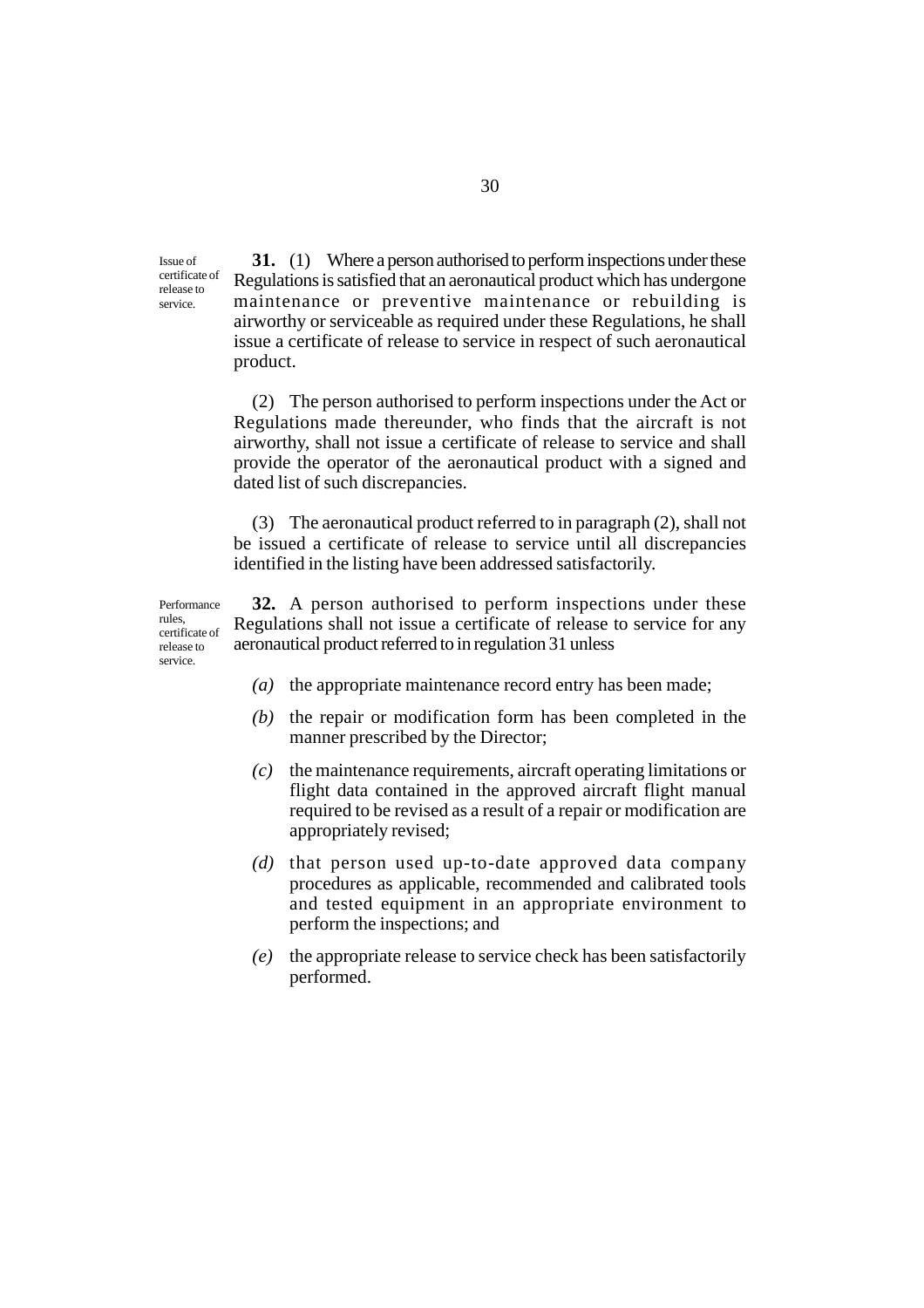Issue of certificate of release to service.

**31.** (1) Where a person authorised to perform inspections under these Regulations is satisfied that an aeronautical product which has undergone maintenance or preventive maintenance or rebuilding is airworthy or serviceable as required under these Regulations, he shall issue a certificate of release to service in respect of such aeronautical product.

(2) The person authorised to perform inspections under the Act or Regulations made thereunder, who finds that the aircraft is not airworthy, shall not issue a certificate of release to service and shall provide the operator of the aeronautical product with a signed and dated list of such discrepancies.

(3) The aeronautical product referred to in paragraph (2), shall not be issued a certificate of release to service until all discrepancies identified in the listing have been addressed satisfactorily.

Performance rules, certificate of release to service.

**32.** A person authorised to perform inspections under these Regulations shall not issue a certificate of release to service for any aeronautical product referred to in regulation 31 unless

*(a)* the appropriate maintenance record entry has been made;

*(b)* the repair or modification form has been completed in the manner prescribed by the Director;

*(c)* the maintenance requirements, aircraft operating limitations or flight data contained in the approved aircraft flight manual required to be revised as a result of a repair or modification are appropriately revised;

*(d)* that person used up-to-date approved data company procedures as applicable, recommended and calibrated tools and tested equipment in an appropriate environment to perform the inspections; and

*(e)* the appropriate release to service check has been satisfactorily performed.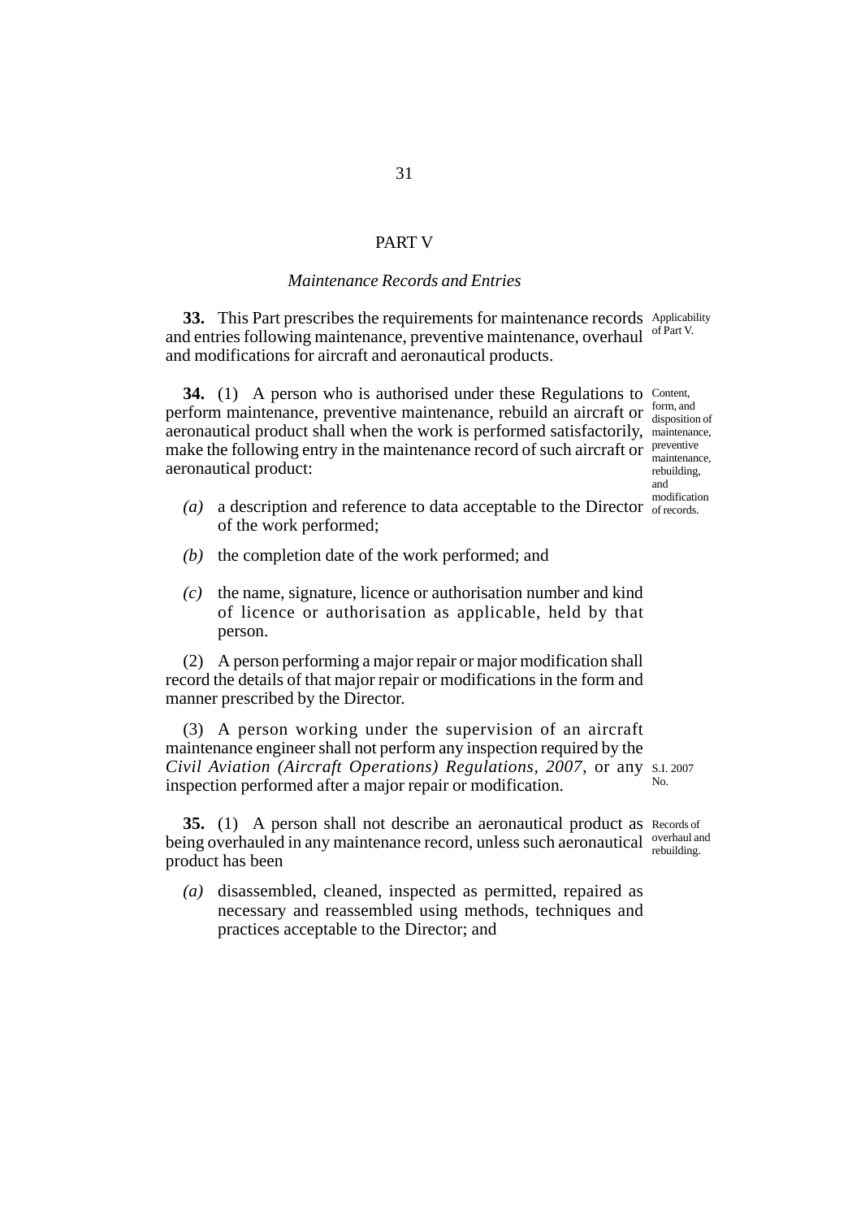## PART V

### *Maintenance Records and Entries*

**33.** This Part prescribes the requirements for maintenance records and entries following maintenance, preventive maintenance, overhaul and modifications for aircraft and aeronautical products.

Applicability of Part V.

**34.** (1) A person who is authorised under these Regulations to perform maintenance, preventive maintenance, rebuild an aircraft or aeronautical product shall when the work is performed satisfactorily, make the following entry in the maintenance record of such aircraft or aeronautical product:

Content, form, and disposition of maintenance, preventive maintenance, rebuilding, and modification of records.

- *(a)* a description and reference to data acceptable to the Director of the work performed;
- *(b)* the completion date of the work performed; and
- *(c)* the name, signature, licence or authorisation number and kind of licence or authorisation as applicable, held by that person.

(2) A person performing a major repair or major modification shall record the details of that major repair or modifications in the form and manner prescribed by the Director.

(3) A person working under the supervision of an aircraft maintenance engineer shall not perform any inspection required by the *Civil Aviation (Aircraft Operations) Regulations, 2007*, or any inspection performed after a major repair or modification.

S.I. 2007 No.

**35.** (1) A person shall not describe an aeronautical product as being overhauled in any maintenance record, unless such aeronautical product has been

Records of overhaul and rebuilding.

- *(a)* disassembled, cleaned, inspected as permitted, repaired as necessary and reassembled using methods, techniques and practices acceptable to the Director; and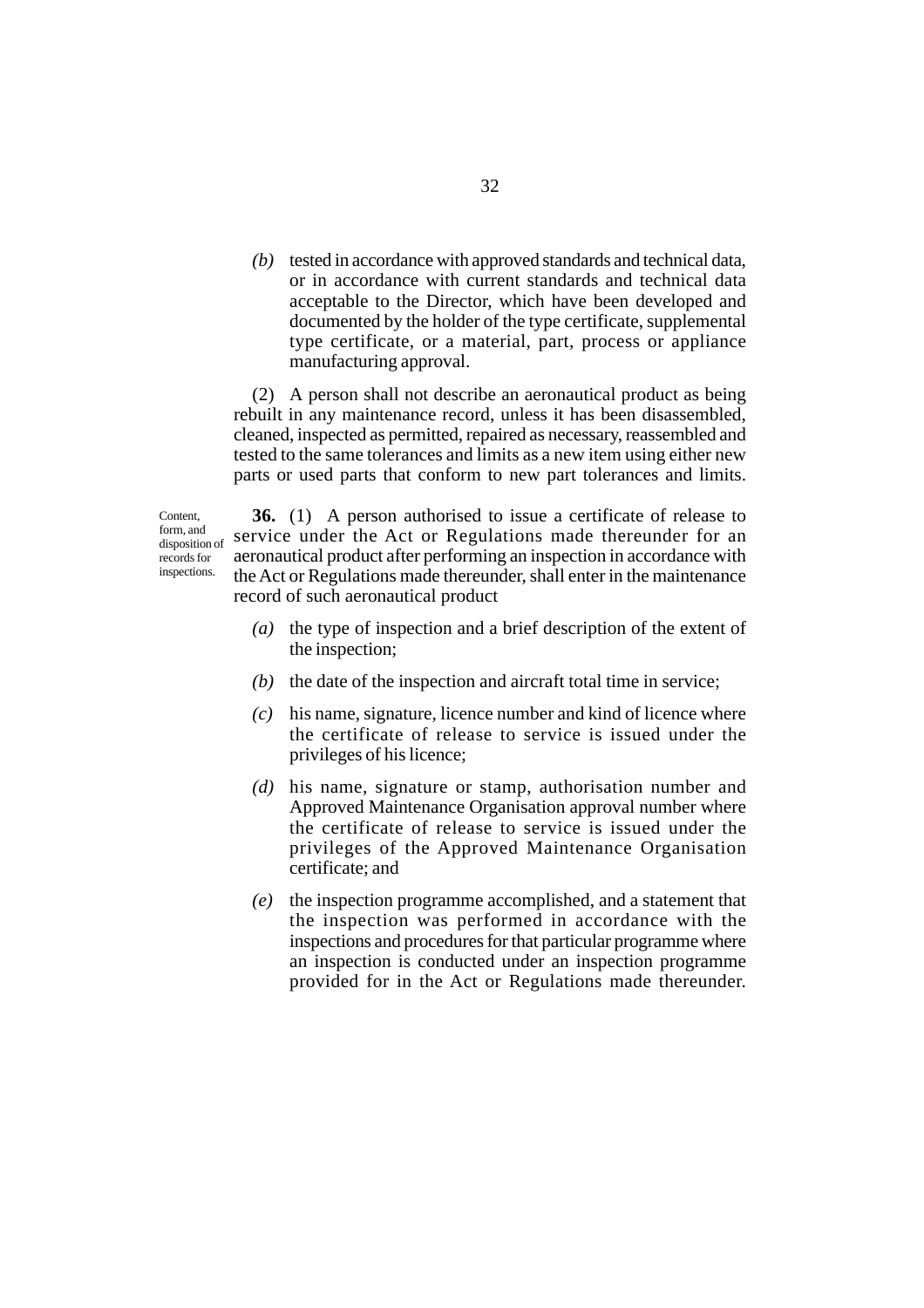*(b)* tested in accordance with approved standards and technical data, or in accordance with current standards and technical data acceptable to the Director, which have been developed and documented by the holder of the type certificate, supplemental type certificate, or a material, part, process or appliance manufacturing approval.

(2) A person shall not describe an aeronautical product as being rebuilt in any maintenance record, unless it has been disassembled, cleaned, inspected as permitted, repaired as necessary, reassembled and tested to the same tolerances and limits as a new item using either new parts or used parts that conform to new part tolerances and limits.

Content, form, and disposition of records for inspections.

**36.** (1) A person authorised to issue a certificate of release to service under the Act or Regulations made thereunder for an aeronautical product after performing an inspection in accordance with the Act or Regulations made thereunder, shall enter in the maintenance record of such aeronautical product

*(a)* the type of inspection and a brief description of the extent of the inspection;

*(b)* the date of the inspection and aircraft total time in service;

*(c)* his name, signature, licence number and kind of licence where the certificate of release to service is issued under the privileges of his licence;

*(d)* his name, signature or stamp, authorisation number and Approved Maintenance Organisation approval number where the certificate of release to service is issued under the privileges of the Approved Maintenance Organisation certificate; and

*(e)* the inspection programme accomplished, and a statement that the inspection was performed in accordance with the inspections and procedures for that particular programme where an inspection is conducted under an inspection programme provided for in the Act or Regulations made thereunder.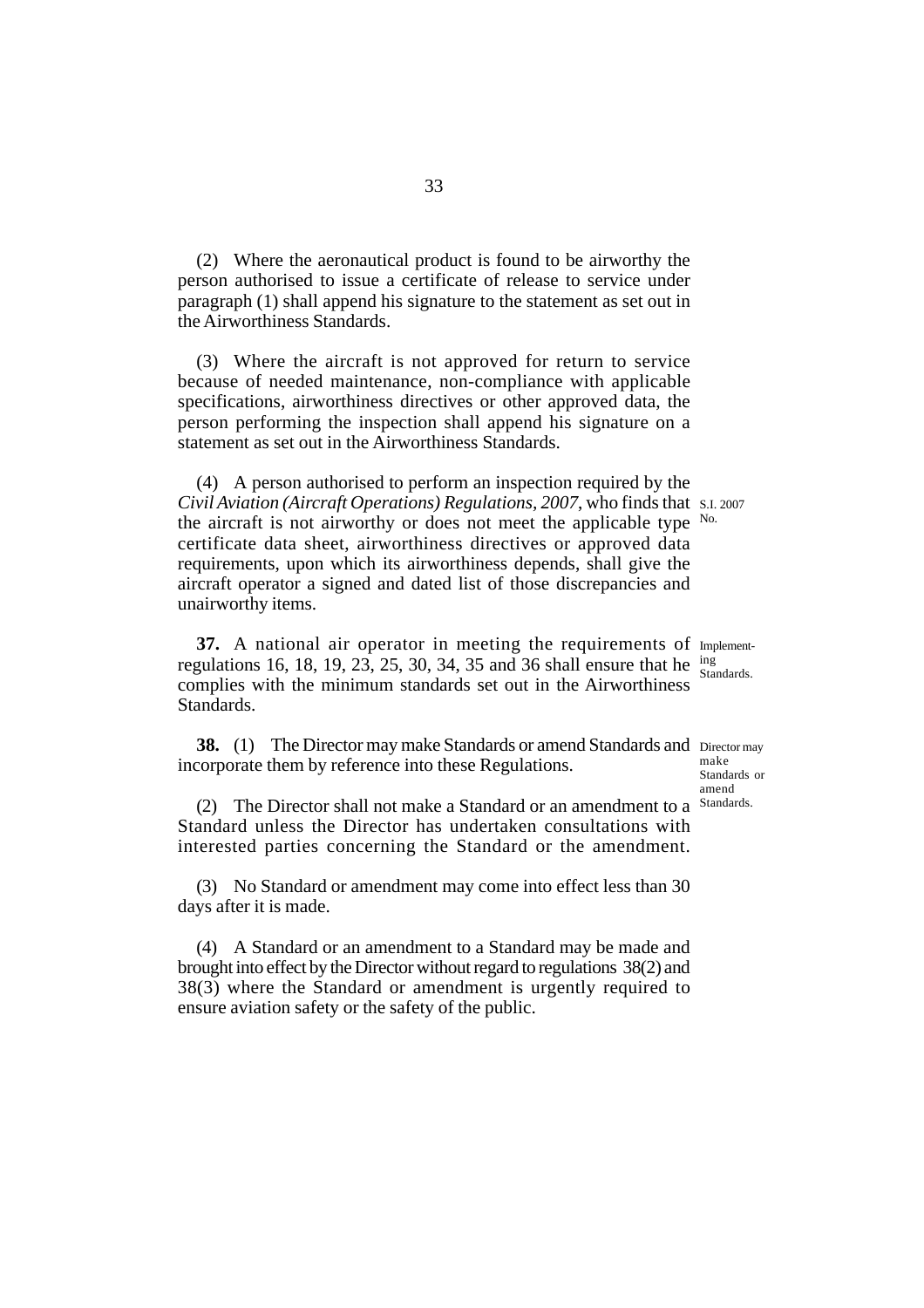(2) Where the aeronautical product is found to be airworthy the person authorised to issue a certificate of release to service under paragraph (1) shall append his signature to the statement as set out in the Airworthiness Standards.

(3) Where the aircraft is not approved for return to service because of needed maintenance, non-compliance with applicable specifications, airworthiness directives or other approved data, the person performing the inspection shall append his signature on a statement as set out in the Airworthiness Standards.

(4) A person authorised to perform an inspection required by the *Civil Aviation (Aircraft Operations) Regulations, 2007*, who finds that the aircraft is not airworthy or does not meet the applicable type certificate data sheet, airworthiness directives or approved data requirements, upon which its airworthiness depends, shall give the aircraft operator a signed and dated list of those discrepancies and unairworthy items.

S.I. 2007 No.

Implementing Standards.

**37.** A national air operator in meeting the requirements of regulations 16, 18, 19, 23, 25, 30, 34, 35 and 36 shall ensure that he complies with the minimum standards set out in the Airworthiness Standards.

Director may make Standards or amend Standards.

**38.** (1) The Director may make Standards or amend Standards and incorporate them by reference into these Regulations.

(2) The Director shall not make a Standard or an amendment to a Standard unless the Director has undertaken consultations with interested parties concerning the Standard or the amendment.

(3) No Standard or amendment may come into effect less than 30 days after it is made.

(4) A Standard or an amendment to a Standard may be made and brought into effect by the Director without regard to regulations 38(2) and 38(3) where the Standard or amendment is urgently required to ensure aviation safety or the safety of the public.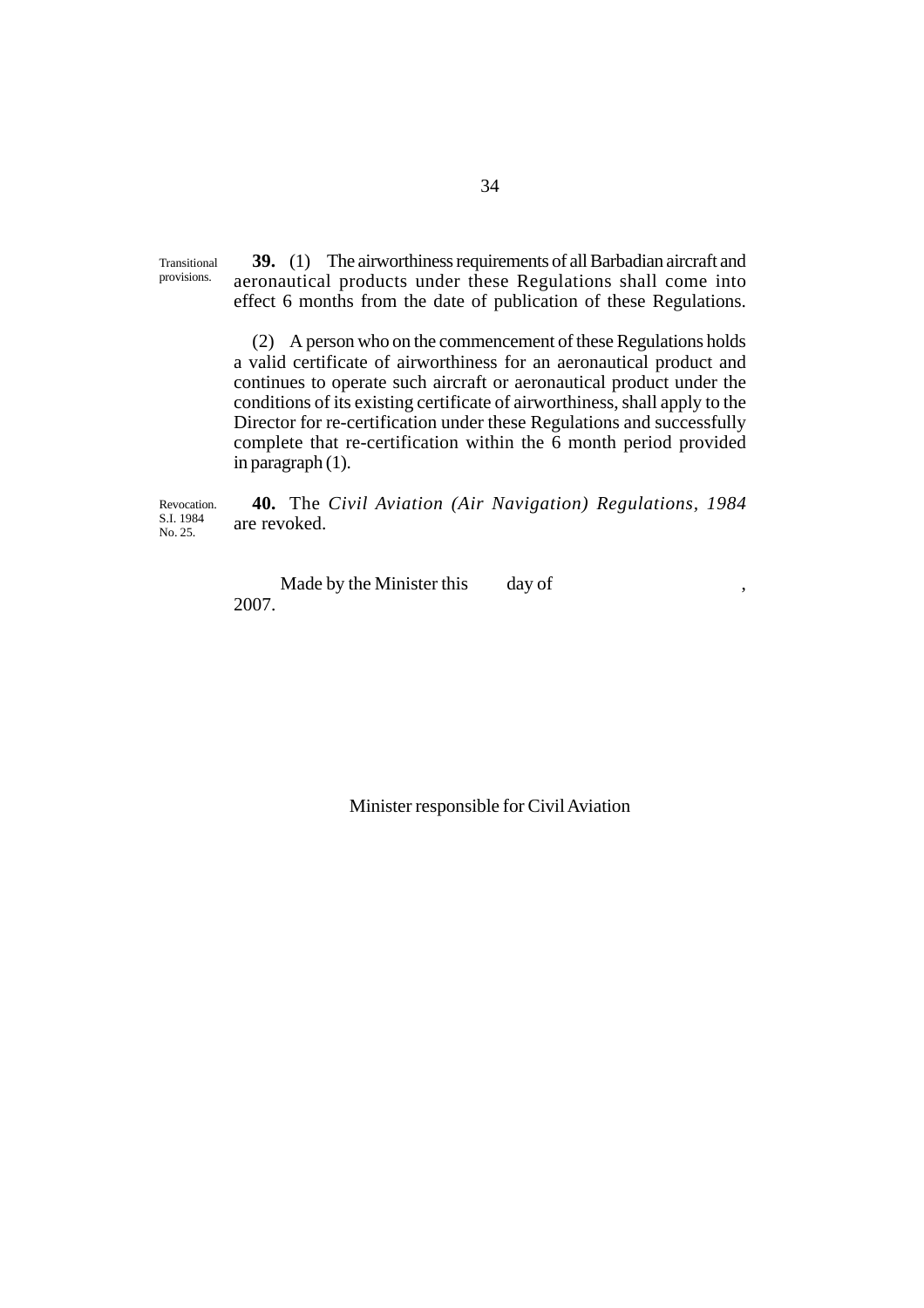Transitional provisions.

**39.** (1) The airworthiness requirements of all Barbadian aircraft and aeronautical products under these Regulations shall come into effect 6 months from the date of publication of these Regulations.

(2) A person who on the commencement of these Regulations holds a valid certificate of airworthiness for an aeronautical product and continues to operate such aircraft or aeronautical product under the conditions of its existing certificate of airworthiness, shall apply to the Director for re-certification under these Regulations and successfully complete that re-certification within the 6 month period provided in paragraph (1).

Revocation. S.I. 1984 No. 25.

**40.** The *Civil Aviation (Air Navigation) Regulations, 1984* are revoked.

Made by the Minister this day of , 2007.

Minister responsible for Civil Aviation